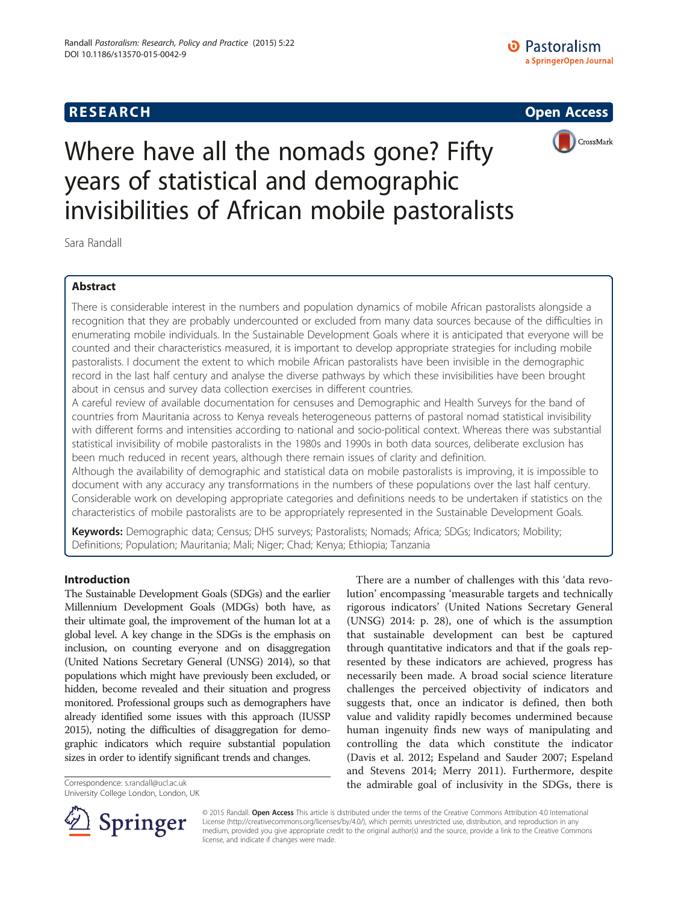RESEARCH Open Access

# Where have all the nomads gone? Fifty years of statistical and demographic invisibilities of African mobile pastoralists

Sara Randall

## Abstract

There is considerable interest in the numbers and population dynamics of mobile African pastoralists alongside a recognition that they are probably undercounted or excluded from many data sources because of the difficulties in enumerating mobile individuals. In the Sustainable Development Goals where it is anticipated that everyone will be counted and their characteristics measured, it is important to develop appropriate strategies for including mobile pastoralists. I document the extent to which mobile African pastoralists have been invisible in the demographic record in the last half century and analyse the diverse pathways by which these invisibilities have been brought about in census and survey data collection exercises in different countries.

A careful review of available documentation for censuses and Demographic and Health Surveys for the band of countries from Mauritania across to Kenya reveals heterogeneous patterns of pastoral nomad statistical invisibility with different forms and intensities according to national and socio-political context. Whereas there was substantial statistical invisibility of mobile pastoralists in the 1980s and 1990s in both data sources, deliberate exclusion has been much reduced in recent years, although there remain issues of clarity and definition.

Although the availability of demographic and statistical data on mobile pastoralists is improving, it is impossible to document with any accuracy any transformations in the numbers of these populations over the last half century. Considerable work on developing appropriate categories and definitions needs to be undertaken if statistics on the characteristics of mobile pastoralists are to be appropriately represented in the Sustainable Development Goals.

**Keywords:** Demographic data; Census; DHS surveys; Pastoralists; Nomads; Africa; SDGs; Indicators; Mobility; Definitions; Population; Mauritania; Mali; Niger; Chad; Kenya; Ethiopia; Tanzania

## Introduction

The Sustainable Development Goals (SDGs) and the earlier Millennium Development Goals (MDGs) both have, as their ultimate goal, the improvement of the human lot at a global level. A key change in the SDGs is the emphasis on inclusion, on counting everyone and on disaggregation (United Nations Secretary General (UNSG) 2014), so that populations which might have previously been excluded, or hidden, become revealed and their situation and progress monitored. Professional groups such as demographers have already identified some issues with this approach (IUSSP 2015), noting the difficulties of disaggregation for demographic indicators which require substantial population sizes in order to identify significant trends and changes.

There are a number of challenges with this 'data revolution' encompassing 'measurable targets and technically rigorous indicators' (United Nations Secretary General (UNSG) 2014: p. 28), one of which is the assumption that sustainable development can best be captured through quantitative indicators and that if the goals represented by these indicators are achieved, progress has necessarily been made. A broad social science literature challenges the perceived objectivity of indicators and suggests that, once an indicator is defined, then both value and validity rapidly becomes undermined because human ingenuity finds new ways of manipulating and controlling the data which constitute the indicator (Davis et al. 2012; Espeland and Sauder 2007; Espeland and Stevens 2014; Merry 2011). Furthermore, despite the admirable goal of inclusivity in the SDGs, there is

Correspondence: s.randall@ucl.ac.uk
University College London, London, UK

© 2015 Randall. **Open Access** This article is distributed under the terms of the Creative Commons Attribution 4.0 International License (http://creativecommons.org/licenses/by/4.0/), which permits unrestricted use, distribution, and reproduction in any medium, provided you give appropriate credit to the original author(s) and the source, provide a link to the Creative Commons license, and indicate if changes were made.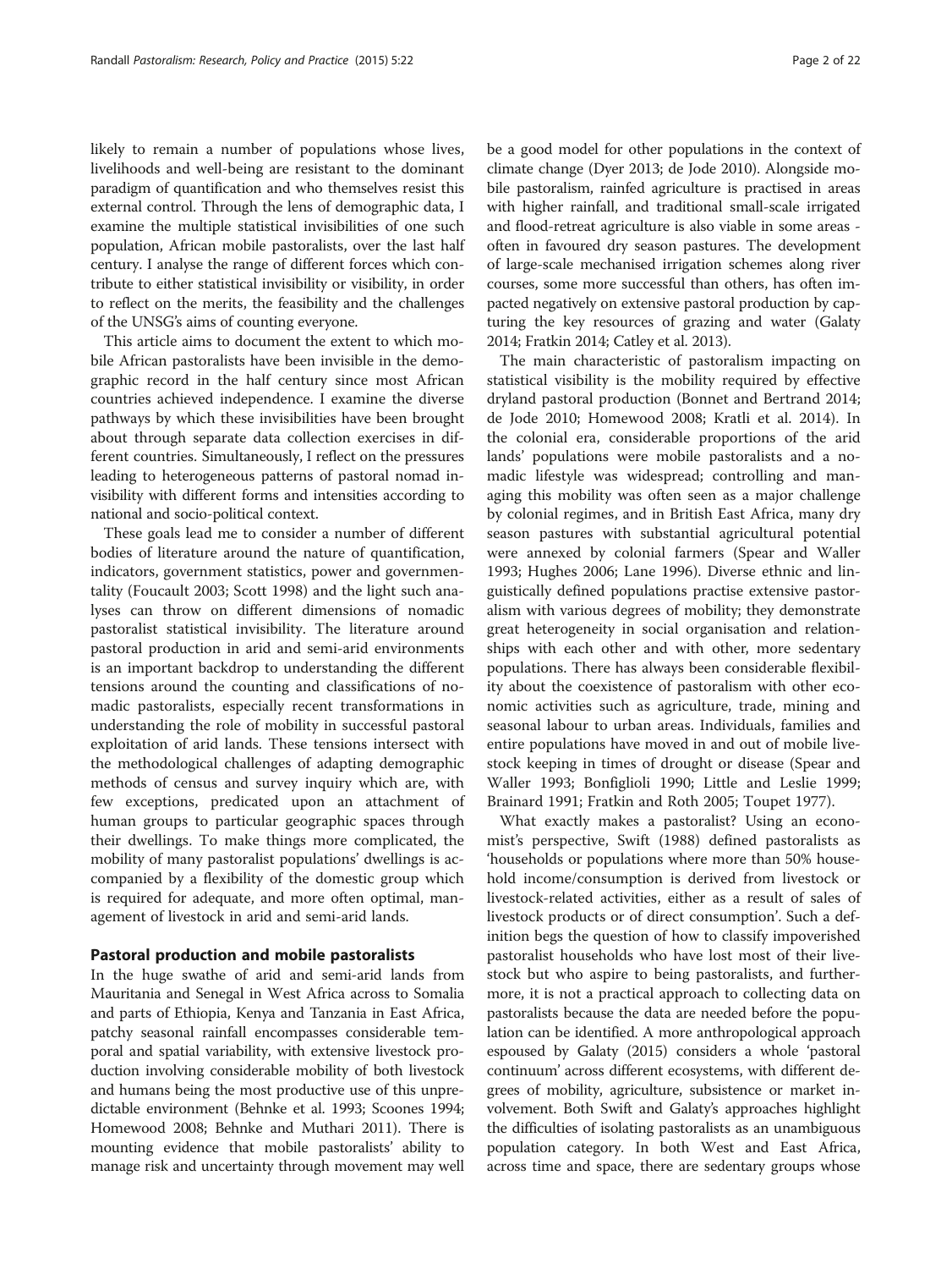likely to remain a number of populations whose lives, livelihoods and well-being are resistant to the dominant paradigm of quantification and who themselves resist this external control. Through the lens of demographic data, I examine the multiple statistical invisibilities of one such population, African mobile pastoralists, over the last half century. I analyse the range of different forces which contribute to either statistical invisibility or visibility, in order to reflect on the merits, the feasibility and the challenges of the UNSG's aims of counting everyone.

This article aims to document the extent to which mobile African pastoralists have been invisible in the demographic record in the half century since most African countries achieved independence. I examine the diverse pathways by which these invisibilities have been brought about through separate data collection exercises in different countries. Simultaneously, I reflect on the pressures leading to heterogeneous patterns of pastoral nomad invisibility with different forms and intensities according to national and socio-political context.

These goals lead me to consider a number of different bodies of literature around the nature of quantification, indicators, government statistics, power and governmentality (Foucault 2003; Scott 1998) and the light such analyses can throw on different dimensions of nomadic pastoralist statistical invisibility. The literature around pastoral production in arid and semi-arid environments is an important backdrop to understanding the different tensions around the counting and classifications of nomadic pastoralists, especially recent transformations in understanding the role of mobility in successful pastoral exploitation of arid lands. These tensions intersect with the methodological challenges of adapting demographic methods of census and survey inquiry which are, with few exceptions, predicated upon an attachment of human groups to particular geographic spaces through their dwellings. To make things more complicated, the mobility of many pastoralist populations' dwellings is accompanied by a flexibility of the domestic group which is required for adequate, and more often optimal, management of livestock in arid and semi-arid lands.

## Pastoral production and mobile pastoralists

In the huge swathe of arid and semi-arid lands from Mauritania and Senegal in West Africa across to Somalia and parts of Ethiopia, Kenya and Tanzania in East Africa, patchy seasonal rainfall encompasses considerable temporal and spatial variability, with extensive livestock production involving considerable mobility of both livestock and humans being the most productive use of this unpredictable environment (Behnke et al. 1993; Scoones 1994; Homewood 2008; Behnke and Muthari 2011). There is mounting evidence that mobile pastoralists' ability to manage risk and uncertainty through movement may well be a good model for other populations in the context of climate change (Dyer 2013; de Jode 2010). Alongside mobile pastoralism, rainfed agriculture is practised in areas with higher rainfall, and traditional small-scale irrigated and flood-retreat agriculture is also viable in some areas - often in favoured dry season pastures. The development of large-scale mechanised irrigation schemes along river courses, some more successful than others, has often impacted negatively on extensive pastoral production by capturing the key resources of grazing and water (Galaty 2014; Fratkin 2014; Catley et al. 2013).

The main characteristic of pastoralism impacting on statistical visibility is the mobility required by effective dryland pastoral production (Bonnet and Bertrand 2014; de Jode 2010; Homewood 2008; Kratli et al. 2014). In the colonial era, considerable proportions of the arid lands' populations were mobile pastoralists and a nomadic lifestyle was widespread; controlling and managing this mobility was often seen as a major challenge by colonial regimes, and in British East Africa, many dry season pastures with substantial agricultural potential were annexed by colonial farmers (Spear and Waller 1993; Hughes 2006; Lane 1996). Diverse ethnic and linguistically defined populations practise extensive pastoralism with various degrees of mobility; they demonstrate great heterogeneity in social organisation and relationships with each other and with other, more sedentary populations. There has always been considerable flexibility about the coexistence of pastoralism with other economic activities such as agriculture, trade, mining and seasonal labour to urban areas. Individuals, families and entire populations have moved in and out of mobile livestock keeping in times of drought or disease (Spear and Waller 1993; Bonfiglioli 1990; Little and Leslie 1999; Brainard 1991; Fratkin and Roth 2005; Toupet 1977).

What exactly makes a pastoralist? Using an economist's perspective, Swift (1988) defined pastoralists as 'households or populations where more than 50% household income/consumption is derived from livestock or livestock-related activities, either as a result of sales of livestock products or of direct consumption'. Such a definition begs the question of how to classify impoverished pastoralist households who have lost most of their livestock but who aspire to being pastoralists, and furthermore, it is not a practical approach to collecting data on pastoralists because the data are needed before the population can be identified. A more anthropological approach espoused by Galaty (2015) considers a whole 'pastoral continuum' across different ecosystems, with different degrees of mobility, agriculture, subsistence or market involvement. Both Swift and Galaty's approaches highlight the difficulties of isolating pastoralists as an unambiguous population category. In both West and East Africa, across time and space, there are sedentary groups whose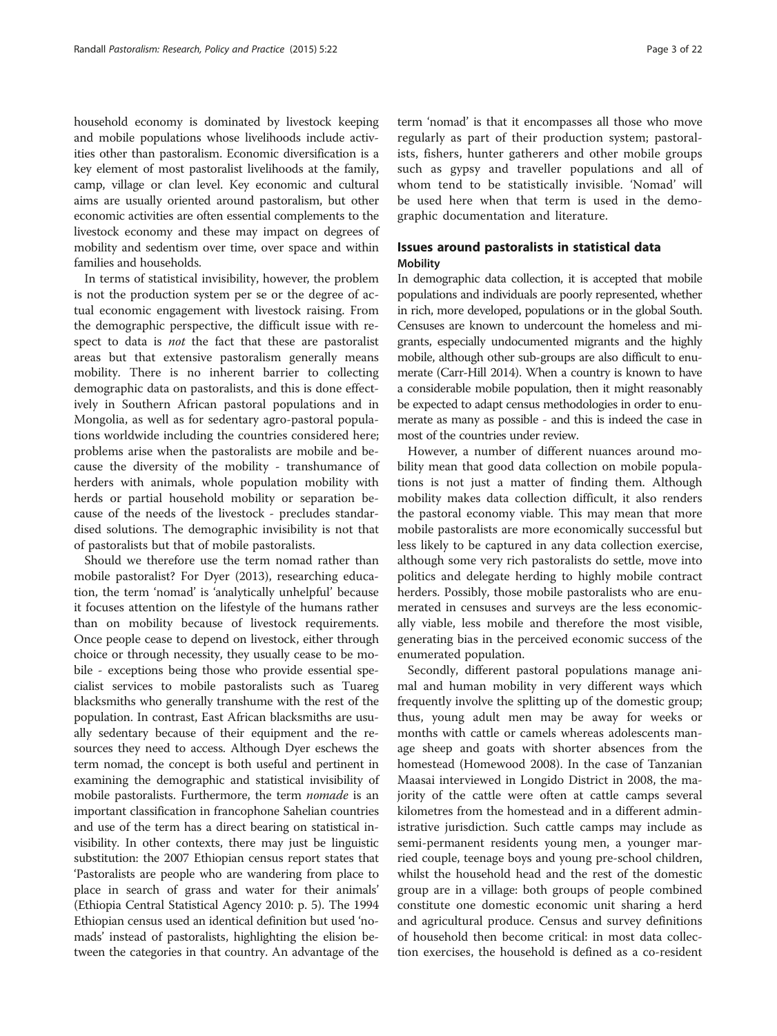household economy is dominated by livestock keeping and mobile populations whose livelihoods include activities other than pastoralism. Economic diversification is a key element of most pastoralist livelihoods at the family, camp, village or clan level. Key economic and cultural aims are usually oriented around pastoralism, but other economic activities are often essential complements to the livestock economy and these may impact on degrees of mobility and sedentism over time, over space and within families and households.

In terms of statistical invisibility, however, the problem is not the production system per se or the degree of actual economic engagement with livestock raising. From the demographic perspective, the difficult issue with respect to data is *not* the fact that these are pastoralist areas but that extensive pastoralism generally means mobility. There is no inherent barrier to collecting demographic data on pastoralists, and this is done effectively in Southern African pastoral populations and in Mongolia, as well as for sedentary agro-pastoral populations worldwide including the countries considered here; problems arise when the pastoralists are mobile and because the diversity of the mobility - transhumance of herders with animals, whole population mobility with herds or partial household mobility or separation because of the needs of the livestock - precludes standardised solutions. The demographic invisibility is not that of pastoralists but that of mobile pastoralists.

Should we therefore use the term nomad rather than mobile pastoralist? For Dyer (2013), researching education, the term 'nomad' is 'analytically unhelpful' because it focuses attention on the lifestyle of the humans rather than on mobility because of livestock requirements. Once people cease to depend on livestock, either through choice or through necessity, they usually cease to be mobile - exceptions being those who provide essential specialist services to mobile pastoralists such as Tuareg blacksmiths who generally transhume with the rest of the population. In contrast, East African blacksmiths are usually sedentary because of their equipment and the resources they need to access. Although Dyer eschews the term nomad, the concept is both useful and pertinent in examining the demographic and statistical invisibility of mobile pastoralists. Furthermore, the term *nomade* is an important classification in francophone Sahelian countries and use of the term has a direct bearing on statistical invisibility. In other contexts, there may just be linguistic substitution: the 2007 Ethiopian census report states that 'Pastoralists are people who are wandering from place to place in search of grass and water for their animals' (Ethiopia Central Statistical Agency 2010: p. 5). The 1994 Ethiopian census used an identical definition but used 'nomads' instead of pastoralists, highlighting the elision between the categories in that country. An advantage of the term 'nomad' is that it encompasses all those who move regularly as part of their production system; pastoralists, fishers, hunter gatherers and other mobile groups such as gypsy and traveller populations and all of whom tend to be statistically invisible. 'Nomad' will be used here when that term is used in the demographic documentation and literature.

## Issues around pastoralists in statistical data

### Mobility

In demographic data collection, it is accepted that mobile populations and individuals are poorly represented, whether in rich, more developed, populations or in the global South. Censuses are known to undercount the homeless and migrants, especially undocumented migrants and the highly mobile, although other sub-groups are also difficult to enumerate (Carr-Hill 2014). When a country is known to have a considerable mobile population, then it might reasonably be expected to adapt census methodologies in order to enumerate as many as possible - and this is indeed the case in most of the countries under review.

However, a number of different nuances around mobility mean that good data collection on mobile populations is not just a matter of finding them. Although mobility makes data collection difficult, it also renders the pastoral economy viable. This may mean that more mobile pastoralists are more economically successful but less likely to be captured in any data collection exercise, although some very rich pastoralists do settle, move into politics and delegate herding to highly mobile contract herders. Possibly, those mobile pastoralists who are enumerated in censuses and surveys are the less economically viable, less mobile and therefore the most visible, generating bias in the perceived economic success of the enumerated population.

Secondly, different pastoral populations manage animal and human mobility in very different ways which frequently involve the splitting up of the domestic group; thus, young adult men may be away for weeks or months with cattle or camels whereas adolescents manage sheep and goats with shorter absences from the homestead (Homewood 2008). In the case of Tanzanian Maasai interviewed in Longido District in 2008, the majority of the cattle were often at cattle camps several kilometres from the homestead and in a different administrative jurisdiction. Such cattle camps may include as semi-permanent residents young men, a younger married couple, teenage boys and young pre-school children, whilst the household head and the rest of the domestic group are in a village: both groups of people combined constitute one domestic economic unit sharing a herd and agricultural produce. Census and survey definitions of household then become critical: in most data collection exercises, the household is defined as a co-resident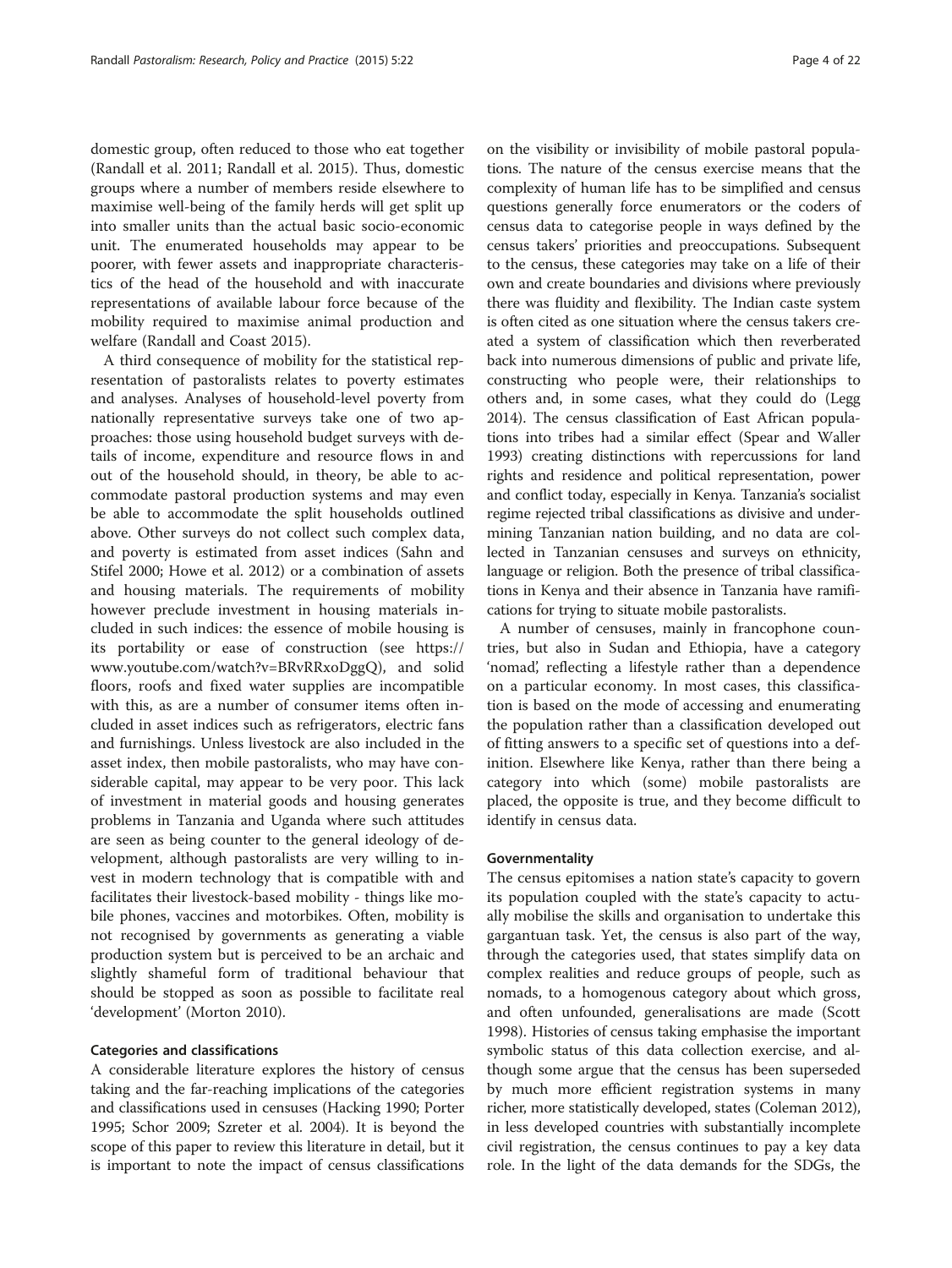domestic group, often reduced to those who eat together (Randall et al. 2011; Randall et al. 2015). Thus, domestic groups where a number of members reside elsewhere to maximise well-being of the family herds will get split up into smaller units than the actual basic socio-economic unit. The enumerated households may appear to be poorer, with fewer assets and inappropriate characteristics of the head of the household and with inaccurate representations of available labour force because of the mobility required to maximise animal production and welfare (Randall and Coast 2015).

A third consequence of mobility for the statistical representation of pastoralists relates to poverty estimates and analyses. Analyses of household-level poverty from nationally representative surveys take one of two approaches: those using household budget surveys with details of income, expenditure and resource flows in and out of the household should, in theory, be able to accommodate pastoral production systems and may even be able to accommodate the split households outlined above. Other surveys do not collect such complex data, and poverty is estimated from asset indices (Sahn and Stifel 2000; Howe et al. 2012) or a combination of assets and housing materials. The requirements of mobility however preclude investment in housing materials included in such indices: the essence of mobile housing is its portability or ease of construction (see https://www.youtube.com/watch?v=BRvRRxoDggQ), and solid floors, roofs and fixed water supplies are incompatible with this, as are a number of consumer items often included in asset indices such as refrigerators, electric fans and furnishings. Unless livestock are also included in the asset index, then mobile pastoralists, who may have considerable capital, may appear to be very poor. This lack of investment in material goods and housing generates problems in Tanzania and Uganda where such attitudes are seen as being counter to the general ideology of development, although pastoralists are very willing to invest in modern technology that is compatible with and facilitates their livestock-based mobility - things like mobile phones, vaccines and motorbikes. Often, mobility is not recognised by governments as generating a viable production system but is perceived to be an archaic and slightly shameful form of traditional behaviour that should be stopped as soon as possible to facilitate real 'development' (Morton 2010).

### Categories and classifications

A considerable literature explores the history of census taking and the far-reaching implications of the categories and classifications used in censuses (Hacking 1990; Porter 1995; Schor 2009; Szreter et al. 2004). It is beyond the scope of this paper to review this literature in detail, but it is important to note the impact of census classifications on the visibility or invisibility of mobile pastoral populations. The nature of the census exercise means that the complexity of human life has to be simplified and census questions generally force enumerators or the coders of census data to categorise people in ways defined by the census takers' priorities and preoccupations. Subsequent to the census, these categories may take on a life of their own and create boundaries and divisions where previously there was fluidity and flexibility. The Indian caste system is often cited as one situation where the census takers created a system of classification which then reverberated back into numerous dimensions of public and private life, constructing who people were, their relationships to others and, in some cases, what they could do (Legg 2014). The census classification of East African populations into tribes had a similar effect (Spear and Waller 1993) creating distinctions with repercussions for land rights and residence and political representation, power and conflict today, especially in Kenya. Tanzania's socialist regime rejected tribal classifications as divisive and undermining Tanzanian nation building, and no data are collected in Tanzanian censuses and surveys on ethnicity, language or religion. Both the presence of tribal classifications in Kenya and their absence in Tanzania have ramifications for trying to situate mobile pastoralists.

A number of censuses, mainly in francophone countries, but also in Sudan and Ethiopia, have a category 'nomad', reflecting a lifestyle rather than a dependence on a particular economy. In most cases, this classification is based on the mode of accessing and enumerating the population rather than a classification developed out of fitting answers to a specific set of questions into a definition. Elsewhere like Kenya, rather than there being a category into which (some) mobile pastoralists are placed, the opposite is true, and they become difficult to identify in census data.

### Governmentality

The census epitomises a nation state's capacity to govern its population coupled with the state's capacity to actually mobilise the skills and organisation to undertake this gargantuan task. Yet, the census is also part of the way, through the categories used, that states simplify data on complex realities and reduce groups of people, such as nomads, to a homogenous category about which gross, and often unfounded, generalisations are made (Scott 1998). Histories of census taking emphasise the important symbolic status of this data collection exercise, and although some argue that the census has been superseded by much more efficient registration systems in many richer, more statistically developed, states (Coleman 2012), in less developed countries with substantially incomplete civil registration, the census continues to pay a key data role. In the light of the data demands for the SDGs, the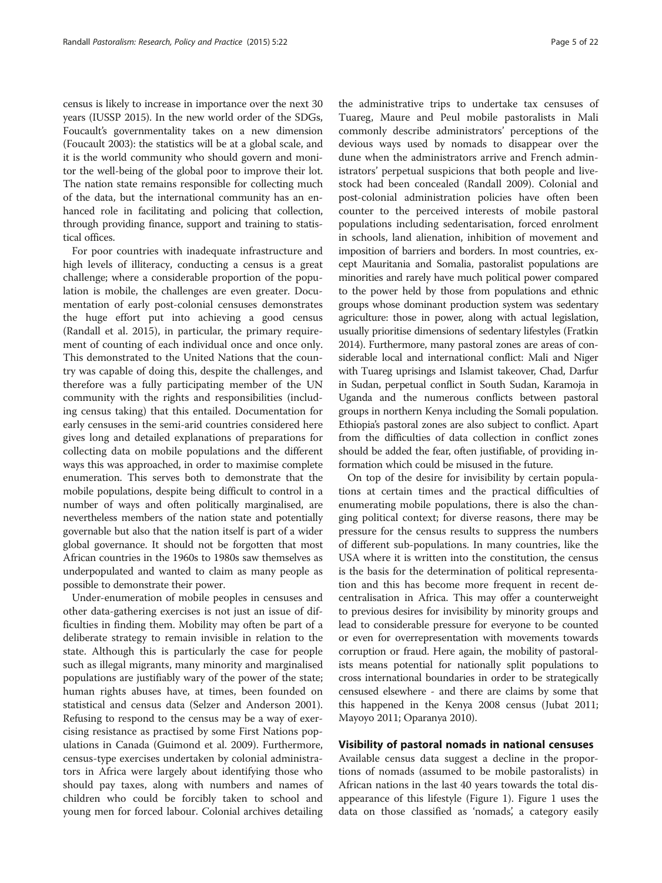census is likely to increase in importance over the next 30 years (IUSSP 2015). In the new world order of the SDGs, Foucault's governmentality takes on a new dimension (Foucault 2003): the statistics will be at a global scale, and it is the world community who should govern and monitor the well-being of the global poor to improve their lot. The nation state remains responsible for collecting much of the data, but the international community has an enhanced role in facilitating and policing that collection, through providing finance, support and training to statistical offices.

For poor countries with inadequate infrastructure and high levels of illiteracy, conducting a census is a great challenge; where a considerable proportion of the population is mobile, the challenges are even greater. Documentation of early post-colonial censuses demonstrates the huge effort put into achieving a good census (Randall et al. 2015), in particular, the primary requirement of counting of each individual once and once only. This demonstrated to the United Nations that the country was capable of doing this, despite the challenges, and therefore was a fully participating member of the UN community with the rights and responsibilities (including census taking) that this entailed. Documentation for early censuses in the semi-arid countries considered here gives long and detailed explanations of preparations for collecting data on mobile populations and the different ways this was approached, in order to maximise complete enumeration. This serves both to demonstrate that the mobile populations, despite being difficult to control in a number of ways and often politically marginalised, are nevertheless members of the nation state and potentially governable but also that the nation itself is part of a wider global governance. It should not be forgotten that most African countries in the 1960s to 1980s saw themselves as underpopulated and wanted to claim as many people as possible to demonstrate their power.

Under-enumeration of mobile peoples in censuses and other data-gathering exercises is not just an issue of difficulties in finding them. Mobility may often be part of a deliberate strategy to remain invisible in relation to the state. Although this is particularly the case for people such as illegal migrants, many minority and marginalised populations are justifiably wary of the power of the state; human rights abuses have, at times, been founded on statistical and census data (Selzer and Anderson 2001). Refusing to respond to the census may be a way of exercising resistance as practised by some First Nations populations in Canada (Guimond et al. 2009). Furthermore, census-type exercises undertaken by colonial administrators in Africa were largely about identifying those who should pay taxes, along with numbers and names of children who could be forcibly taken to school and young men for forced labour. Colonial archives detailing the administrative trips to undertake tax censuses of Tuareg, Maure and Peul mobile pastoralists in Mali commonly describe administrators' perceptions of the devious ways used by nomads to disappear over the dune when the administrators arrive and French administrators' perpetual suspicions that both people and livestock had been concealed (Randall 2009). Colonial and post-colonial administration policies have often been counter to the perceived interests of mobile pastoral populations including sedentarisation, forced enrolment in schools, land alienation, inhibition of movement and imposition of barriers and borders. In most countries, except Mauritania and Somalia, pastoralist populations are minorities and rarely have much political power compared to the power held by those from populations and ethnic groups whose dominant production system was sedentary agriculture: those in power, along with actual legislation, usually prioritise dimensions of sedentary lifestyles (Fratkin 2014). Furthermore, many pastoral zones are areas of considerable local and international conflict: Mali and Niger with Tuareg uprisings and Islamist takeover, Chad, Darfur in Sudan, perpetual conflict in South Sudan, Karamoja in Uganda and the numerous conflicts between pastoral groups in northern Kenya including the Somali population. Ethiopia's pastoral zones are also subject to conflict. Apart from the difficulties of data collection in conflict zones should be added the fear, often justifiable, of providing information which could be misused in the future.

On top of the desire for invisibility by certain populations at certain times and the practical difficulties of enumerating mobile populations, there is also the changing political context; for diverse reasons, there may be pressure for the census results to suppress the numbers of different sub-populations. In many countries, like the USA where it is written into the constitution, the census is the basis for the determination of political representation and this has become more frequent in recent decentralisation in Africa. This may offer a counterweight to previous desires for invisibility by minority groups and lead to considerable pressure for everyone to be counted or even for overrepresentation with movements towards corruption or fraud. Here again, the mobility of pastoralists means potential for nationally split populations to cross international boundaries in order to be strategically censused elsewhere - and there are claims by some that this happened in the Kenya 2008 census (Jubat 2011; Mayoyo 2011; Oparanya 2010).

## Visibility of pastoral nomads in national censuses

Available census data suggest a decline in the proportions of nomads (assumed to be mobile pastoralists) in African nations in the last 40 years towards the total disappearance of this lifestyle (Figure 1). Figure 1 uses the data on those classified as 'nomads', a category easily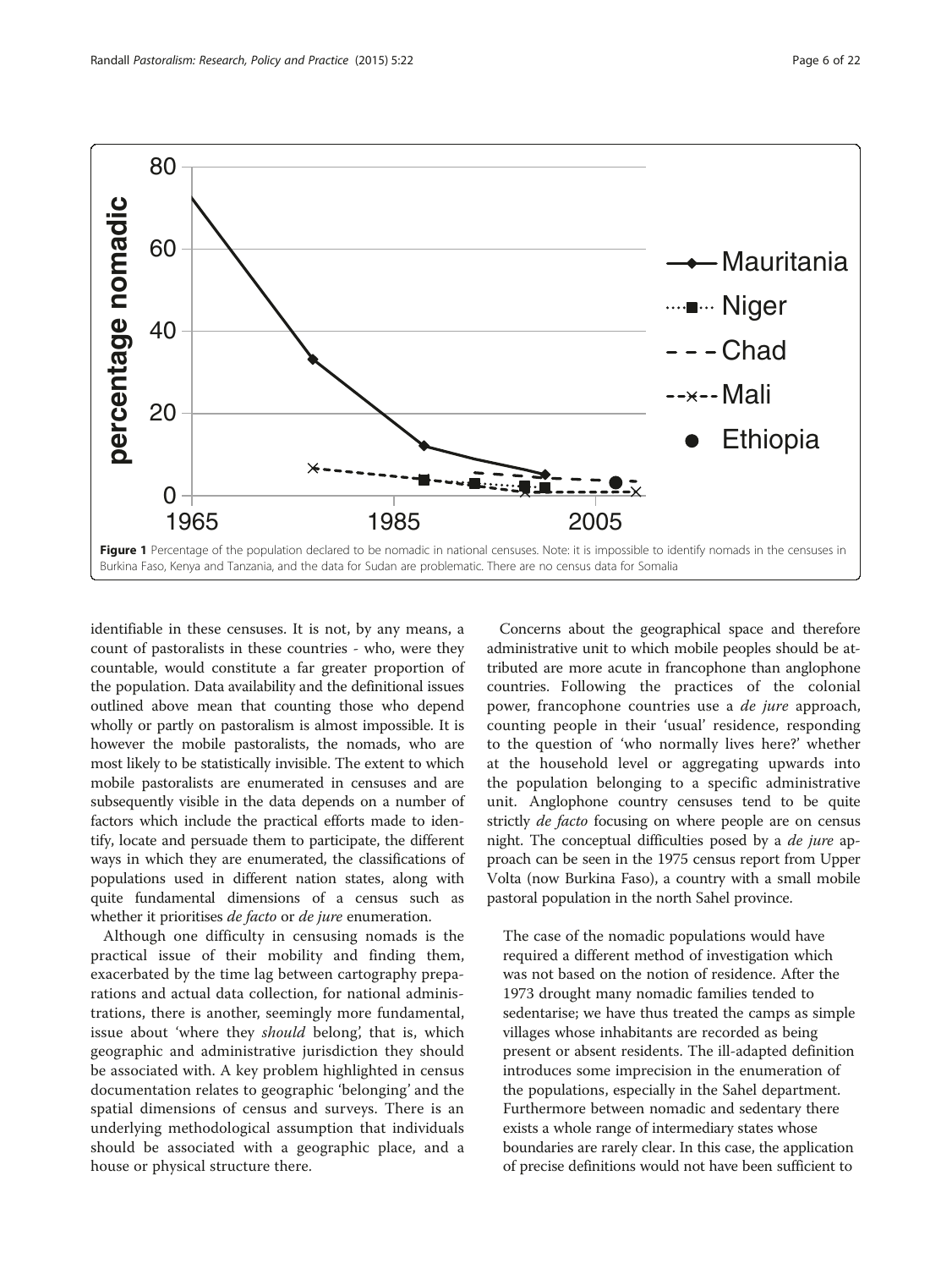percentage nomadic

80

60

40

20

0

1965

1985

2005

Mauritania

Niger

Chad

Mali

Ethiopia

**Figure 1** Percentage of the population declared to be nomadic in national censuses. Note: it is impossible to identify nomads in the censuses in Burkina Faso, Kenya and Tanzania, and the data for Sudan are problematic. There are no census data for Somalia

identifiable in these censuses. It is not, by any means, a count of pastoralists in these countries - who, were they countable, would constitute a far greater proportion of the population. Data availability and the definitional issues outlined above mean that counting those who depend wholly or partly on pastoralism is almost impossible. It is however the mobile pastoralists, the nomads, who are most likely to be statistically invisible. The extent to which mobile pastoralists are enumerated in censuses and are subsequently visible in the data depends on a number of factors which include the practical efforts made to identify, locate and persuade them to participate, the different ways in which they are enumerated, the classifications of populations used in different nation states, along with quite fundamental dimensions of a census such as whether it prioritises *de facto* or *de jure* enumeration.

Although one difficulty in censusing nomads is the practical issue of their mobility and finding them, exacerbated by the time lag between cartography preparations and actual data collection, for national administrations, there is another, seemingly more fundamental, issue about 'where they *should* belong', that is, which geographic and administrative jurisdiction they should be associated with. A key problem highlighted in census documentation relates to geographic 'belonging' and the spatial dimensions of census and surveys. There is an underlying methodological assumption that individuals should be associated with a geographic place, and a house or physical structure there.

Concerns about the geographical space and therefore administrative unit to which mobile peoples should be attributed are more acute in francophone than anglophone countries. Following the practices of the colonial power, francophone countries use a *de jure* approach, counting people in their 'usual' residence, responding to the question of 'who normally lives here?' whether at the household level or aggregating upwards into the population belonging to a specific administrative unit. Anglophone country censuses tend to be quite strictly *de facto* focusing on where people are on census night. The conceptual difficulties posed by a *de jure* approach can be seen in the 1975 census report from Upper Volta (now Burkina Faso), a country with a small mobile pastoral population in the north Sahel province.

> The case of the nomadic populations would have required a different method of investigation which was not based on the notion of residence. After the 1973 drought many nomadic families tended to sedentarise; we have thus treated the camps as simple villages whose inhabitants are recorded as being present or absent residents. The ill-adapted definition introduces some imprecision in the enumeration of the populations, especially in the Sahel department. Furthermore between nomadic and sedentary there exists a whole range of intermediary states whose boundaries are rarely clear. In this case, the application of precise definitions would not have been sufficient to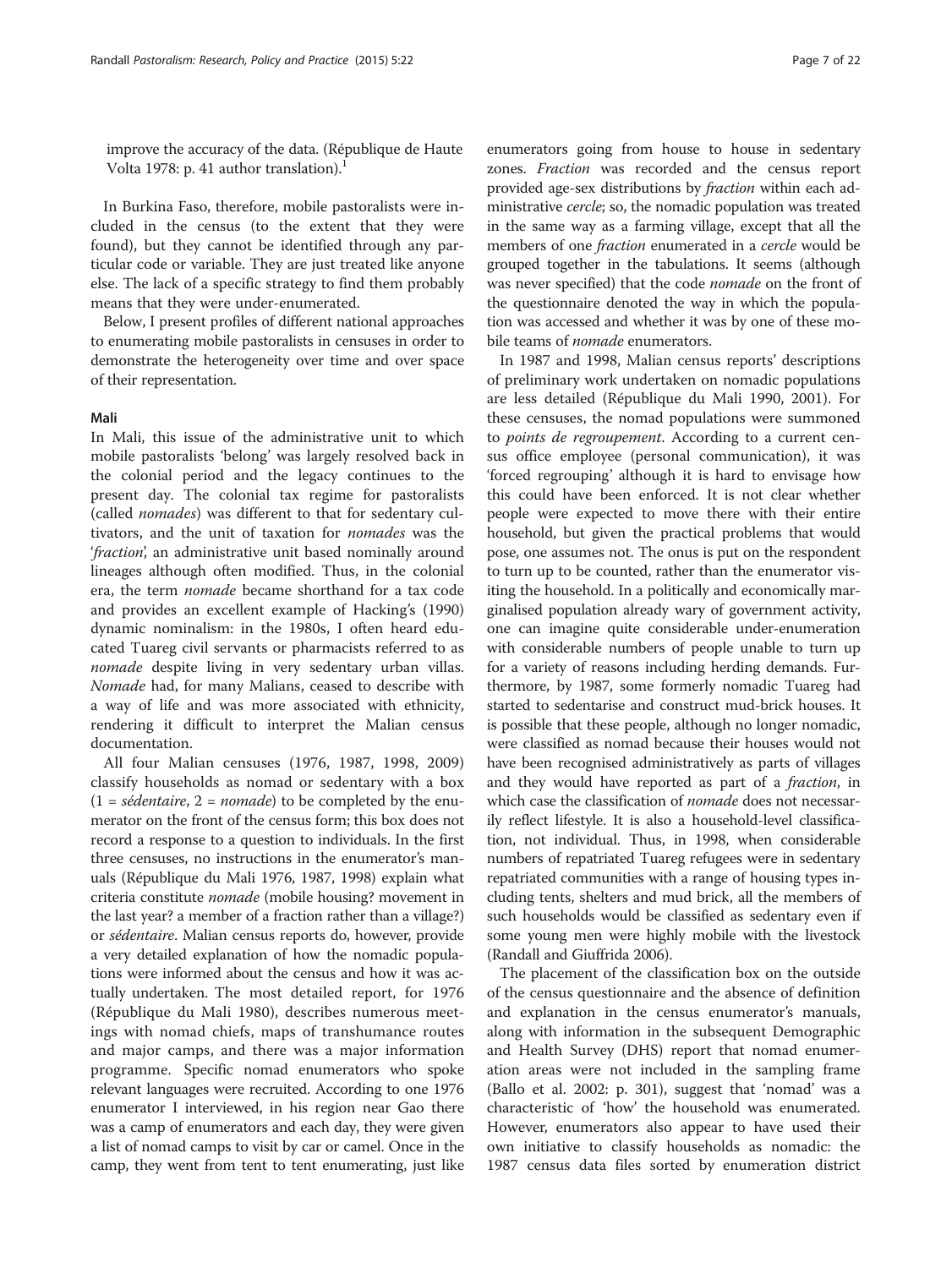improve the accuracy of the data. (République de Haute Volta 1978: p. 41 author translation).[1]

In Burkina Faso, therefore, mobile pastoralists were included in the census (to the extent that they were found), but they cannot be identified through any particular code or variable. They are just treated like anyone else. The lack of a specific strategy to find them probably means that they were under-enumerated.

Below, I present profiles of different national approaches to enumerating mobile pastoralists in censuses in order to demonstrate the heterogeneity over time and over space of their representation.

### Mali

In Mali, this issue of the administrative unit to which mobile pastoralists 'belong' was largely resolved back in the colonial period and the legacy continues to the present day. The colonial tax regime for pastoralists (called *nomades*) was different to that for sedentary cultivators, and the unit of taxation for *nomades* was the '*fraction*', an administrative unit based nominally around lineages although often modified. Thus, in the colonial era, the term *nomade* became shorthand for a tax code and provides an excellent example of Hacking's (1990) dynamic nominalism: in the 1980s, I often heard educated Tuareg civil servants or pharmacists referred to as *nomade* despite living in very sedentary urban villas. *Nomade* had, for many Malians, ceased to describe with a way of life and was more associated with ethnicity, rendering it difficult to interpret the Malian census documentation.

All four Malian censuses (1976, 1987, 1998, 2009) classify households as nomad or sedentary with a box (1 = *sédentaire*, 2 = *nomade*) to be completed by the enumerator on the front of the census form; this box does not record a response to a question to individuals. In the first three censuses, no instructions in the enumerator's manuals (République du Mali 1976, 1987, 1998) explain what criteria constitute *nomade* (mobile housing? movement in the last year? a member of a fraction rather than a village?) or *sédentaire*. Malian census reports do, however, provide a very detailed explanation of how the nomadic populations were informed about the census and how it was actually undertaken. The most detailed report, for 1976 (République du Mali 1980), describes numerous meetings with nomad chiefs, maps of transhumance routes and major camps, and there was a major information programme. Specific nomad enumerators who spoke relevant languages were recruited. According to one 1976 enumerator I interviewed, in his region near Gao there was a camp of enumerators and each day, they were given a list of nomad camps to visit by car or camel. Once in the camp, they went from tent to tent enumerating, just like enumerators going from house to house in sedentary zones. *Fraction* was recorded and the census report provided age-sex distributions by *fraction* within each administrative *cercle*; so, the nomadic population was treated in the same way as a farming village, except that all the members of one *fraction* enumerated in a *cercle* would be grouped together in the tabulations. It seems (although was never specified) that the code *nomade* on the front of the questionnaire denoted the way in which the population was accessed and whether it was by one of these mobile teams of *nomade* enumerators.

In 1987 and 1998, Malian census reports' descriptions of preliminary work undertaken on nomadic populations are less detailed (République du Mali 1990, 2001). For these censuses, the nomad populations were summoned to *points de regroupement*. According to a current census office employee (personal communication), it was 'forced regrouping' although it is hard to envisage how this could have been enforced. It is not clear whether people were expected to move there with their entire household, but given the practical problems that would pose, one assumes not. The onus is put on the respondent to turn up to be counted, rather than the enumerator visiting the household. In a politically and economically marginalised population already wary of government activity, one can imagine quite considerable under-enumeration with considerable numbers of people unable to turn up for a variety of reasons including herding demands. Furthermore, by 1987, some formerly nomadic Tuareg had started to sedentarise and construct mud-brick houses. It is possible that these people, although no longer nomadic, were classified as nomad because their houses would not have been recognised administratively as parts of villages and they would have reported as part of a *fraction*, in which case the classification of *nomade* does not necessarily reflect lifestyle. It is also a household-level classification, not individual. Thus, in 1998, when considerable numbers of repatriated Tuareg refugees were in sedentary repatriated communities with a range of housing types including tents, shelters and mud brick, all the members of such households would be classified as sedentary even if some young men were highly mobile with the livestock (Randall and Giuffrida 2006).

The placement of the classification box on the outside of the census questionnaire and the absence of definition and explanation in the census enumerator's manuals, along with information in the subsequent Demographic and Health Survey (DHS) report that nomad enumeration areas were not included in the sampling frame (Ballo et al. 2002: p. 301), suggest that 'nomad' was a characteristic of 'how' the household was enumerated. However, enumerators also appear to have used their own initiative to classify households as nomadic: the 1987 census data files sorted by enumeration district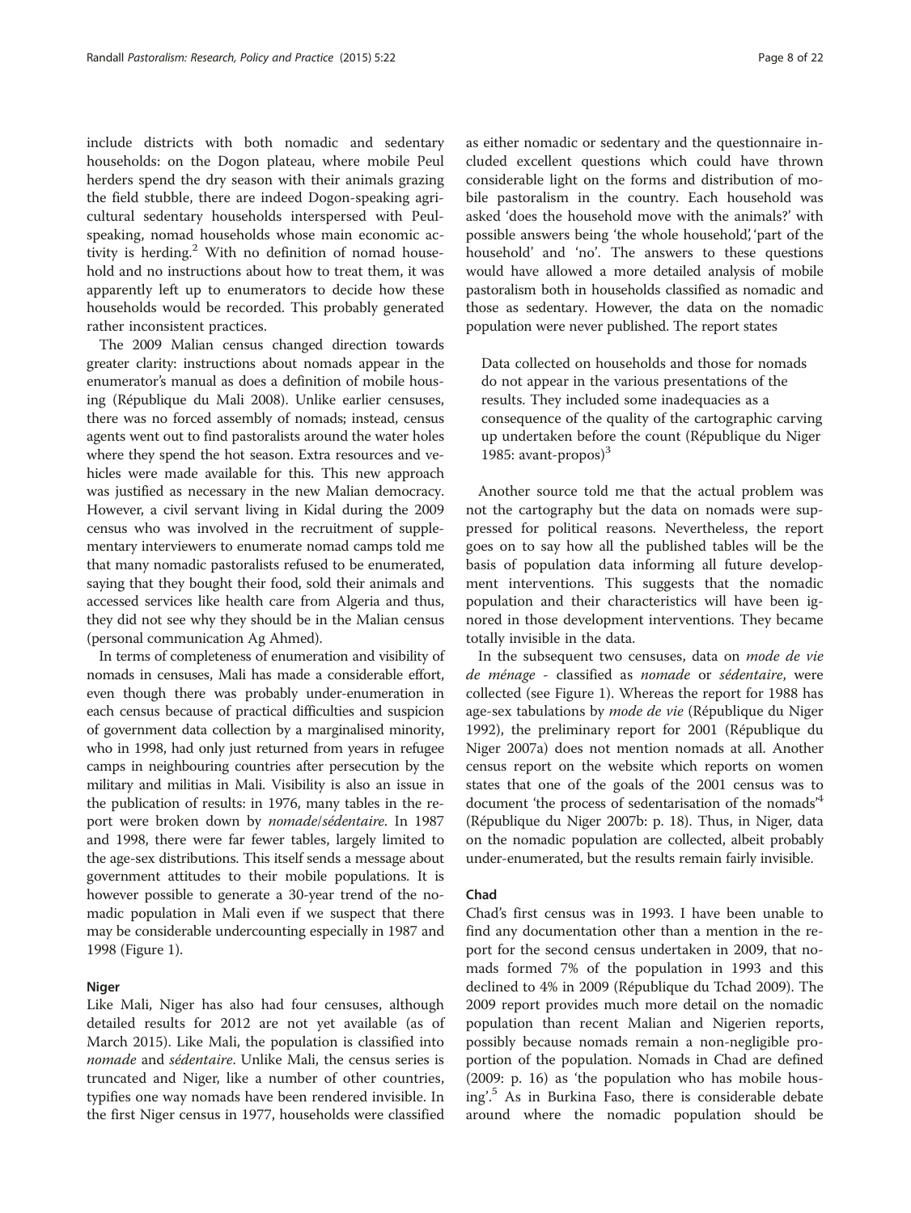include districts with both nomadic and sedentary households: on the Dogon plateau, where mobile Peul herders spend the dry season with their animals grazing the field stubble, there are indeed Dogon-speaking agricultural sedentary households interspersed with Peul-speaking, nomad households whose main economic activity is herding.[2] With no definition of nomad household and no instructions about how to treat them, it was apparently left up to enumerators to decide how these households would be recorded. This probably generated rather inconsistent practices.

The 2009 Malian census changed direction towards greater clarity: instructions about nomads appear in the enumerator's manual as does a definition of mobile housing (République du Mali 2008). Unlike earlier censuses, there was no forced assembly of nomads; instead, census agents went out to find pastoralists around the water holes where they spend the hot season. Extra resources and vehicles were made available for this. This new approach was justified as necessary in the new Malian democracy. However, a civil servant living in Kidal during the 2009 census who was involved in the recruitment of supplementary interviewers to enumerate nomad camps told me that many nomadic pastoralists refused to be enumerated, saying that they bought their food, sold their animals and accessed services like health care from Algeria and thus, they did not see why they should be in the Malian census (personal communication Ag Ahmed).

In terms of completeness of enumeration and visibility of nomads in censuses, Mali has made a considerable effort, even though there was probably under-enumeration in each census because of practical difficulties and suspicion of government data collection by a marginalised minority, who in 1998, had only just returned from years in refugee camps in neighbouring countries after persecution by the military and militias in Mali. Visibility is also an issue in the publication of results: in 1976, many tables in the report were broken down by *nomade*/*sédentaire*. In 1987 and 1998, there were far fewer tables, largely limited to the age-sex distributions. This itself sends a message about government attitudes to their mobile populations. It is however possible to generate a 30-year trend of the nomadic population in Mali even if we suspect that there may be considerable undercounting especially in 1987 and 1998 (Figure 1).

### Niger

Like Mali, Niger has also had four censuses, although detailed results for 2012 are not yet available (as of March 2015). Like Mali, the population is classified into *nomade* and *sédentaire*. Unlike Mali, the census series is truncated and Niger, like a number of other countries, typifies one way nomads have been rendered invisible. In the first Niger census in 1977, households were classified as either nomadic or sedentary and the questionnaire included excellent questions which could have thrown considerable light on the forms and distribution of mobile pastoralism in the country. Each household was asked 'does the household move with the animals?' with possible answers being 'the whole household', 'part of the household' and 'no'. The answers to these questions would have allowed a more detailed analysis of mobile pastoralism both in households classified as nomadic and those as sedentary. However, the data on the nomadic population were never published. The report states

> Data collected on households and those for nomads do not appear in the various presentations of the results. They included some inadequacies as a consequence of the quality of the cartographic carving up undertaken before the count (République du Niger 1985: avant-propos)[3]

Another source told me that the actual problem was not the cartography but the data on nomads were suppressed for political reasons. Nevertheless, the report goes on to say how all the published tables will be the basis of population data informing all future development interventions. This suggests that the nomadic population and their characteristics will have been ignored in those development interventions. They became totally invisible in the data.

In the subsequent two censuses, data on *mode de vie de ménage* - classified as *nomade* or *sédentaire*, were collected (see Figure 1). Whereas the report for 1988 has age-sex tabulations by *mode de vie* (République du Niger 1992), the preliminary report for 2001 (République du Niger 2007a) does not mention nomads at all. Another census report on the website which reports on women states that one of the goals of the 2001 census was to document 'the process of sedentarisation of the nomads'[4] (République du Niger 2007b: p. 18). Thus, in Niger, data on the nomadic population are collected, albeit probably under-enumerated, but the results remain fairly invisible.

### Chad

Chad's first census was in 1993. I have been unable to find any documentation other than a mention in the report for the second census undertaken in 2009, that nomads formed 7% of the population in 1993 and this declined to 4% in 2009 (République du Tchad 2009). The 2009 report provides much more detail on the nomadic population than recent Malian and Nigerien reports, possibly because nomads remain a non-negligible proportion of the population. Nomads in Chad are defined (2009: p. 16) as 'the population who has mobile housing'.[5] As in Burkina Faso, there is considerable debate around where the nomadic population should be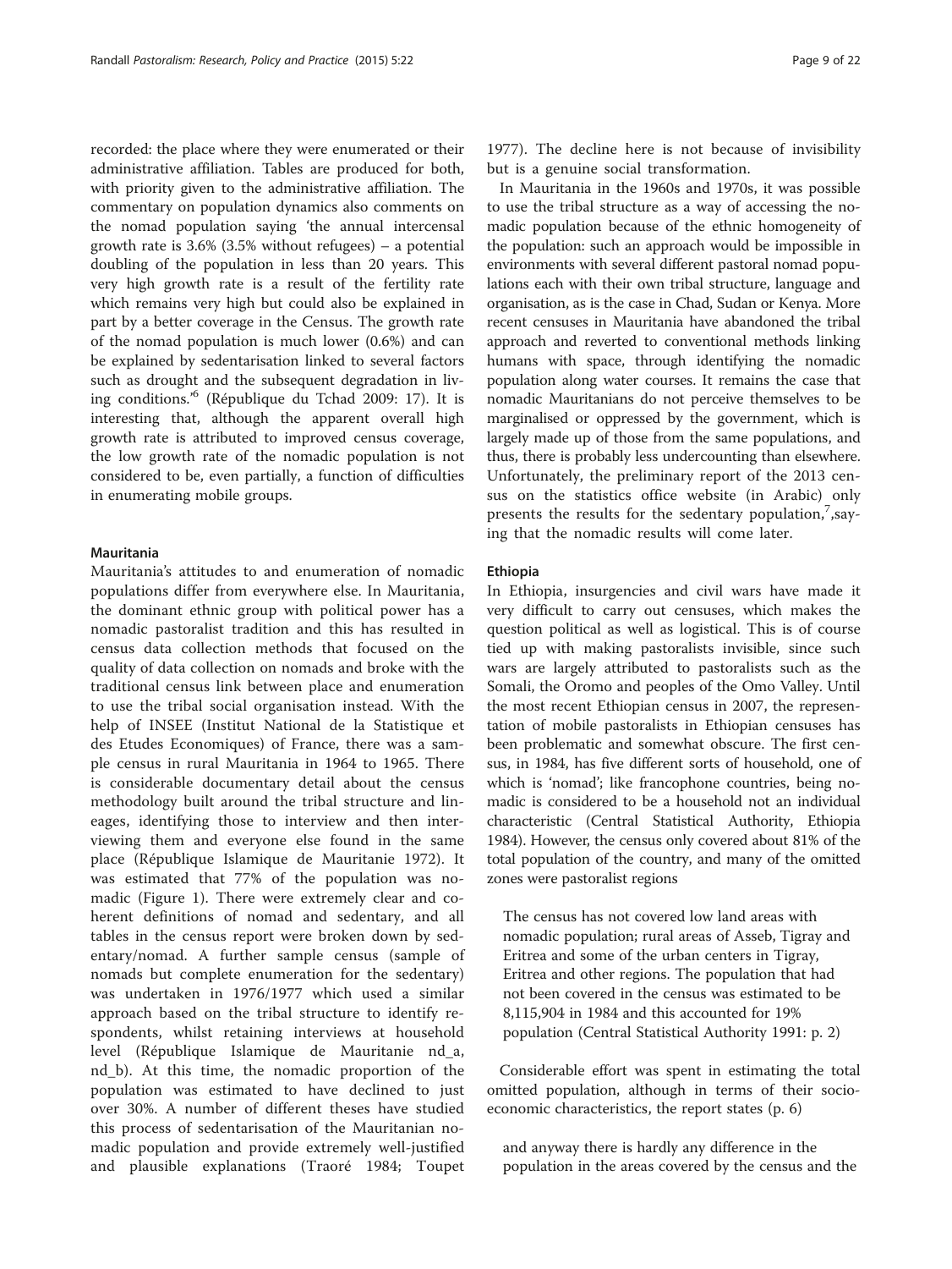recorded: the place where they were enumerated or their administrative affiliation. Tables are produced for both, with priority given to the administrative affiliation. The commentary on population dynamics also comments on the nomad population saying 'the annual intercensal growth rate is 3.6% (3.5% without refugees) – a potential doubling of the population in less than 20 years. This very high growth rate is a result of the fertility rate which remains very high but could also be explained in part by a better coverage in the Census. The growth rate of the nomad population is much lower (0.6%) and can be explained by sedentarisation linked to several factors such as drought and the subsequent degradation in living conditions.'[6] (République du Tchad 2009: 17). It is interesting that, although the apparent overall high growth rate is attributed to improved census coverage, the low growth rate of the nomadic population is not considered to be, even partially, a function of difficulties in enumerating mobile groups.

### Mauritania

Mauritania's attitudes to and enumeration of nomadic populations differ from everywhere else. In Mauritania, the dominant ethnic group with political power has a nomadic pastoralist tradition and this has resulted in census data collection methods that focused on the quality of data collection on nomads and broke with the traditional census link between place and enumeration to use the tribal social organisation instead. With the help of INSEE (Institut National de la Statistique et des Etudes Economiques) of France, there was a sample census in rural Mauritania in 1964 to 1965. There is considerable documentary detail about the census methodology built around the tribal structure and lineages, identifying those to interview and then interviewing them and everyone else found in the same place (République Islamique de Mauritanie 1972). It was estimated that 77% of the population was nomadic (Figure 1). There were extremely clear and coherent definitions of nomad and sedentary, and all tables in the census report were broken down by sedentary/nomad. A further sample census (sample of nomads but complete enumeration for the sedentary) was undertaken in 1976/1977 which used a similar approach based on the tribal structure to identify respondents, whilst retaining interviews at household level (République Islamique de Mauritanie nd_a, nd_b). At this time, the nomadic proportion of the population was estimated to have declined to just over 30%. A number of different theses have studied this process of sedentarisation of the Mauritanian nomadic population and provide extremely well-justified and plausible explanations (Traoré 1984; Toupet 1977). The decline here is not because of invisibility but is a genuine social transformation.

In Mauritania in the 1960s and 1970s, it was possible to use the tribal structure as a way of accessing the nomadic population because of the ethnic homogeneity of the population: such an approach would be impossible in environments with several different pastoral nomad populations each with their own tribal structure, language and organisation, as is the case in Chad, Sudan or Kenya. More recent censuses in Mauritania have abandoned the tribal approach and reverted to conventional methods linking humans with space, through identifying the nomadic population along water courses. It remains the case that nomadic Mauritanians do not perceive themselves to be marginalised or oppressed by the government, which is largely made up of those from the same populations, and thus, there is probably less undercounting than elsewhere. Unfortunately, the preliminary report of the 2013 census on the statistics office website (in Arabic) only presents the results for the sedentary population,[7],saying that the nomadic results will come later.

### Ethiopia

In Ethiopia, insurgencies and civil wars have made it very difficult to carry out censuses, which makes the question political as well as logistical. This is of course tied up with making pastoralists invisible, since such wars are largely attributed to pastoralists such as the Somali, the Oromo and peoples of the Omo Valley. Until the most recent Ethiopian census in 2007, the representation of mobile pastoralists in Ethiopian censuses has been problematic and somewhat obscure. The first census, in 1984, has five different sorts of household, one of which is 'nomad'; like francophone countries, being nomadic is considered to be a household not an individual characteristic (Central Statistical Authority, Ethiopia 1984). However, the census only covered about 81% of the total population of the country, and many of the omitted zones were pastoralist regions

> The census has not covered low land areas with nomadic population; rural areas of Asseb, Tigray and Eritrea and some of the urban centers in Tigray, Eritrea and other regions. The population that had not been covered in the census was estimated to be 8,115,904 in 1984 and this accounted for 19% population (Central Statistical Authority 1991: p. 2)

Considerable effort was spent in estimating the total omitted population, although in terms of their socioeconomic characteristics, the report states (p. 6)

> and anyway there is hardly any difference in the population in the areas covered by the census and the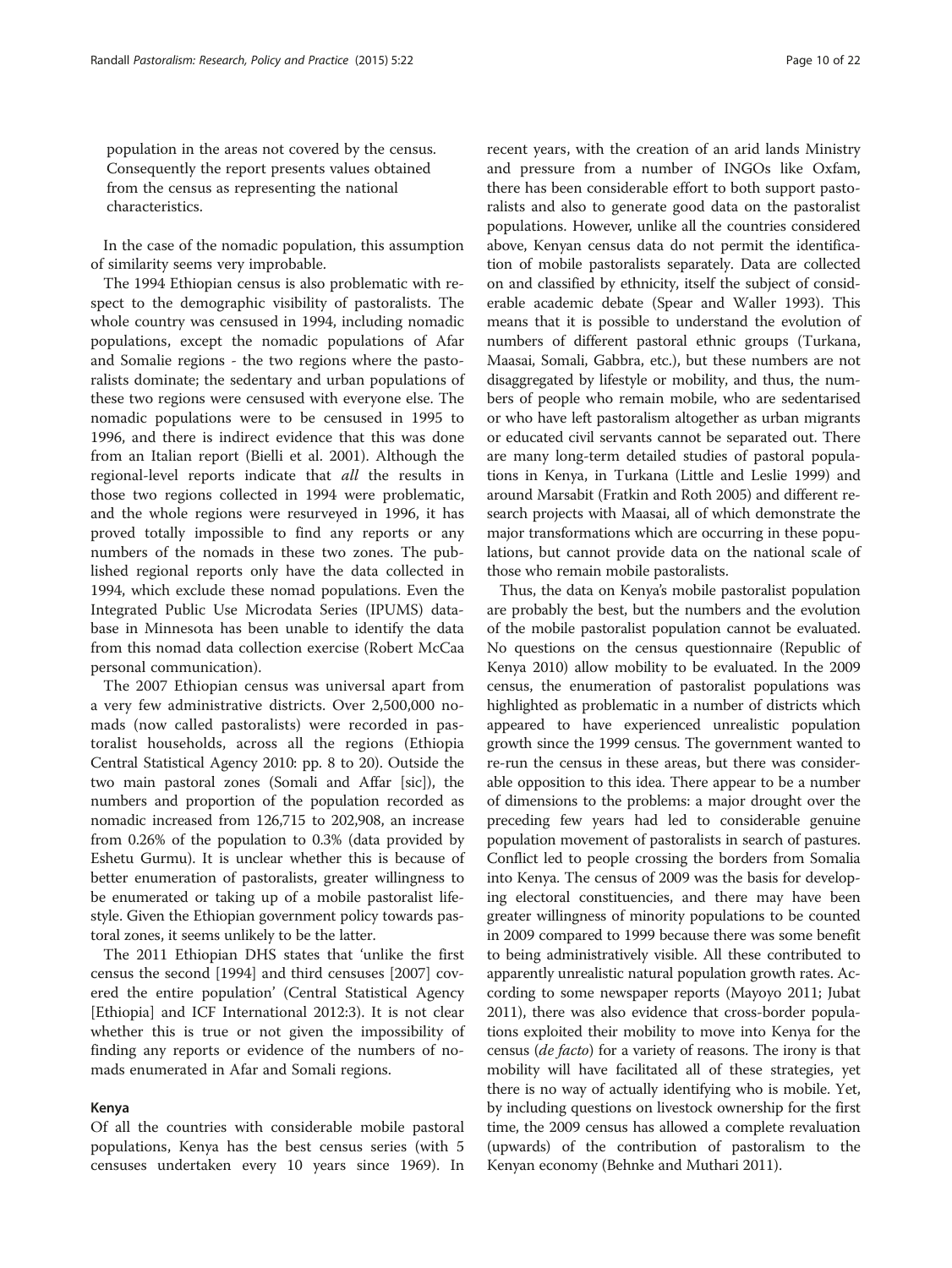population in the areas not covered by the census. Consequently the report presents values obtained from the census as representing the national characteristics.

In the case of the nomadic population, this assumption of similarity seems very improbable.

The 1994 Ethiopian census is also problematic with respect to the demographic visibility of pastoralists. The whole country was censused in 1994, including nomadic populations, except the nomadic populations of Afar and Somalie regions - the two regions where the pastoralists dominate; the sedentary and urban populations of these two regions were censused with everyone else. The nomadic populations were to be censused in 1995 to 1996, and there is indirect evidence that this was done from an Italian report (Bielli et al. 2001). Although the regional-level reports indicate that *all* the results in those two regions collected in 1994 were problematic, and the whole regions were resurveyed in 1996, it has proved totally impossible to find any reports or any numbers of the nomads in these two zones. The published regional reports only have the data collected in 1994, which exclude these nomad populations. Even the Integrated Public Use Microdata Series (IPUMS) database in Minnesota has been unable to identify the data from this nomad data collection exercise (Robert McCaa personal communication).

The 2007 Ethiopian census was universal apart from a very few administrative districts. Over 2,500,000 nomads (now called pastoralists) were recorded in pastoralist households, across all the regions (Ethiopia Central Statistical Agency 2010: pp. 8 to 20). Outside the two main pastoral zones (Somali and Affar [sic]), the numbers and proportion of the population recorded as nomadic increased from 126,715 to 202,908, an increase from 0.26% of the population to 0.3% (data provided by Eshetu Gurmu). It is unclear whether this is because of better enumeration of pastoralists, greater willingness to be enumerated or taking up of a mobile pastoralist lifestyle. Given the Ethiopian government policy towards pastoral zones, it seems unlikely to be the latter.

The 2011 Ethiopian DHS states that 'unlike the first census the second [1994] and third censuses [2007] covered the entire population' (Central Statistical Agency [Ethiopia] and ICF International 2012:3). It is not clear whether this is true or not given the impossibility of finding any reports or evidence of the numbers of nomads enumerated in Afar and Somali regions.

## Kenya

Of all the countries with considerable mobile pastoral populations, Kenya has the best census series (with 5 censuses undertaken every 10 years since 1969). In recent years, with the creation of an arid lands Ministry and pressure from a number of INGOs like Oxfam, there has been considerable effort to both support pastoralists and also to generate good data on the pastoralist populations. However, unlike all the countries considered above, Kenyan census data do not permit the identification of mobile pastoralists separately. Data are collected on and classified by ethnicity, itself the subject of considerable academic debate (Spear and Waller 1993). This means that it is possible to understand the evolution of numbers of different pastoral ethnic groups (Turkana, Maasai, Somali, Gabbra, etc.), but these numbers are not disaggregated by lifestyle or mobility, and thus, the numbers of people who remain mobile, who are sedentarised or who have left pastoralism altogether as urban migrants or educated civil servants cannot be separated out. There are many long-term detailed studies of pastoral populations in Kenya, in Turkana (Little and Leslie 1999) and around Marsabit (Fratkin and Roth 2005) and different research projects with Maasai, all of which demonstrate the major transformations which are occurring in these populations, but cannot provide data on the national scale of those who remain mobile pastoralists.

Thus, the data on Kenya's mobile pastoralist population are probably the best, but the numbers and the evolution of the mobile pastoralist population cannot be evaluated. No questions on the census questionnaire (Republic of Kenya 2010) allow mobility to be evaluated. In the 2009 census, the enumeration of pastoralist populations was highlighted as problematic in a number of districts which appeared to have experienced unrealistic population growth since the 1999 census. The government wanted to re-run the census in these areas, but there was considerable opposition to this idea. There appear to be a number of dimensions to the problems: a major drought over the preceding few years had led to considerable genuine population movement of pastoralists in search of pastures. Conflict led to people crossing the borders from Somalia into Kenya. The census of 2009 was the basis for developing electoral constituencies, and there may have been greater willingness of minority populations to be counted in 2009 compared to 1999 because there was some benefit to being administratively visible. All these contributed to apparently unrealistic natural population growth rates. According to some newspaper reports (Mayoyo 2011; Jubat 2011), there was also evidence that cross-border populations exploited their mobility to move into Kenya for the census (*de facto*) for a variety of reasons. The irony is that mobility will have facilitated all of these strategies, yet there is no way of actually identifying who is mobile. Yet, by including questions on livestock ownership for the first time, the 2009 census has allowed a complete revaluation (upwards) of the contribution of pastoralism to the Kenyan economy (Behnke and Muthari 2011).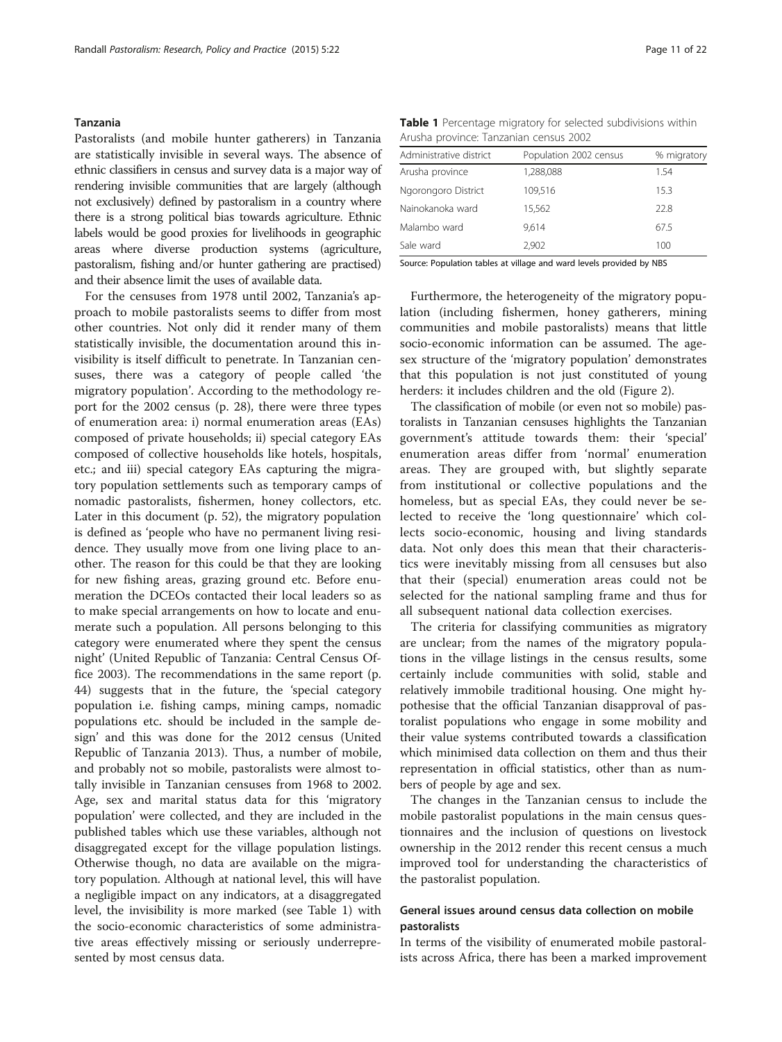## Tanzania

Pastoralists (and mobile hunter gatherers) in Tanzania are statistically invisible in several ways. The absence of ethnic classifiers in census and survey data is a major way of rendering invisible communities that are largely (although not exclusively) defined by pastoralism in a country where there is a strong political bias towards agriculture. Ethnic labels would be good proxies for livelihoods in geographic areas where diverse production systems (agriculture, pastoralism, fishing and/or hunter gathering are practised) and their absence limit the uses of available data.

For the censuses from 1978 until 2002, Tanzania's approach to mobile pastoralists seems to differ from most other countries. Not only did it render many of them statistically invisible, the documentation around this invisibility is itself difficult to penetrate. In Tanzanian censuses, there was a category of people called 'the migratory population'. According to the methodology report for the 2002 census (p. 28), there were three types of enumeration area: i) normal enumeration areas (EAs) composed of private households; ii) special category EAs composed of collective households like hotels, hospitals, etc.; and iii) special category EAs capturing the migratory population settlements such as temporary camps of nomadic pastoralists, fishermen, honey collectors, etc. Later in this document (p. 52), the migratory population is defined as 'people who have no permanent living residence. They usually move from one living place to another. The reason for this could be that they are looking for new fishing areas, grazing ground etc. Before enumeration the DCEOs contacted their local leaders so as to make special arrangements on how to locate and enumerate such a population. All persons belonging to this category were enumerated where they spent the census night' (United Republic of Tanzania: Central Census Office 2003). The recommendations in the same report (p. 44) suggests that in the future, the 'special category population i.e. fishing camps, mining camps, nomadic populations etc. should be included in the sample design' and this was done for the 2012 census (United Republic of Tanzania 2013). Thus, a number of mobile, and probably not so mobile, pastoralists were almost totally invisible in Tanzanian censuses from 1968 to 2002. Age, sex and marital status data for this 'migratory population' were collected, and they are included in the published tables which use these variables, although not disaggregated except for the village population listings. Otherwise though, no data are available on the migratory population. Although at national level, this will have a negligible impact on any indicators, at a disaggregated level, the invisibility is more marked (see Table 1) with the socio-economic characteristics of some administrative areas effectively missing or seriously underrepresented by most census data.

**Table 1** Percentage migratory for selected subdivisions within Arusha province: Tanzanian census 2002

| Administrative district | Population 2002 census | % migratory |
|---|---|---|
| Arusha province | 1,288,088 | 1.54 |
| Ngorongoro District | 109,516 | 15.3 |
| Nainokanoka ward | 15,562 | 22.8 |
| Malambo ward | 9,614 | 67.5 |
| Sale ward | 2,902 | 100 |

Source: Population tables at village and ward levels provided by NBS

Furthermore, the heterogeneity of the migratory population (including fishermen, honey gatherers, mining communities and mobile pastoralists) means that little socio-economic information can be assumed. The age-sex structure of the 'migratory population' demonstrates that this population is not just constituted of young herders: it includes children and the old (Figure 2).

The classification of mobile (or even not so mobile) pastoralists in Tanzanian censuses highlights the Tanzanian government's attitude towards them: their 'special' enumeration areas differ from 'normal' enumeration areas. They are grouped with, but slightly separate from institutional or collective populations and the homeless, but as special EAs, they could never be selected to receive the 'long questionnaire' which collects socio-economic, housing and living standards data. Not only does this mean that their characteristics were inevitably missing from all censuses but also that their (special) enumeration areas could not be selected for the national sampling frame and thus for all subsequent national data collection exercises.

The criteria for classifying communities as migratory are unclear; from the names of the migratory populations in the village listings in the census results, some certainly include communities with solid, stable and relatively immobile traditional housing. One might hypothesise that the official Tanzanian disapproval of pastoralist populations who engage in some mobility and their value systems contributed towards a classification which minimised data collection on them and thus their representation in official statistics, other than as numbers of people by age and sex.

The changes in the Tanzanian census to include the mobile pastoralist populations in the main census questionnaires and the inclusion of questions on livestock ownership in the 2012 render this recent census a much improved tool for understanding the characteristics of the pastoralist population.

## General issues around census data collection on mobile pastoralists

In terms of the visibility of enumerated mobile pastoralists across Africa, there has been a marked improvement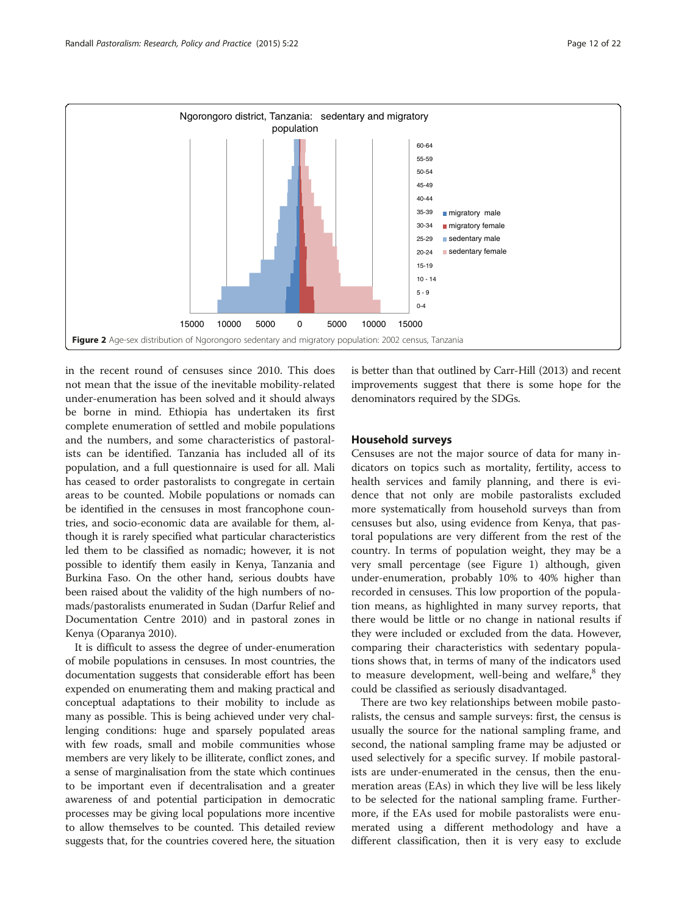Ngorongoro district, Tanzania: sedentary and migratory population

60-64
55-59
50-54
45-49
40-44
35-39
30-34
25-29
20-24
15-19
10 - 14
5 - 9
0-4

migratory male
migratory female
sedentary male
sedentary female

15000 10000 5000 0 5000 10000 15000

**Figure 2** Age-sex distribution of Ngorongoro sedentary and migratory population: 2002 census, Tanzania

in the recent round of censuses since 2010. This does not mean that the issue of the inevitable mobility-related under-enumeration has been solved and it should always be borne in mind. Ethiopia has undertaken its first complete enumeration of settled and mobile populations and the numbers, and some characteristics of pastoralists can be identified. Tanzania has included all of its population, and a full questionnaire is used for all. Mali has ceased to order pastoralists to congregate in certain areas to be counted. Mobile populations or nomads can be identified in the censuses in most francophone countries, and socio-economic data are available for them, although it is rarely specified what particular characteristics led them to be classified as nomadic; however, it is not possible to identify them easily in Kenya, Tanzania and Burkina Faso. On the other hand, serious doubts have been raised about the validity of the high numbers of nomads/pastoralists enumerated in Sudan (Darfur Relief and Documentation Centre 2010) and in pastoral zones in Kenya (Oparanya 2010).

It is difficult to assess the degree of under-enumeration of mobile populations in censuses. In most countries, the documentation suggests that considerable effort has been expended on enumerating them and making practical and conceptual adaptations to their mobility to include as many as possible. This is being achieved under very challenging conditions: huge and sparsely populated areas with few roads, small and mobile communities whose members are very likely to be illiterate, conflict zones, and a sense of marginalisation from the state which continues to be important even if decentralisation and a greater awareness of and potential participation in democratic processes may be giving local populations more incentive to allow themselves to be counted. This detailed review suggests that, for the countries covered here, the situation is better than that outlined by Carr-Hill (2013) and recent improvements suggest that there is some hope for the denominators required by the SDGs.

## Household surveys

Censuses are not the major source of data for many indicators on topics such as mortality, fertility, access to health services and family planning, and there is evidence that not only are mobile pastoralists excluded more systematically from household surveys than from censuses but also, using evidence from Kenya, that pastoral populations are very different from the rest of the country. In terms of population weight, they may be a very small percentage (see Figure 1) although, given under-enumeration, probably 10% to 40% higher than recorded in censuses. This low proportion of the population means, as highlighted in many survey reports, that there would be little or no change in national results if they were included or excluded from the data. However, comparing their characteristics with sedentary populations shows that, in terms of many of the indicators used to measure development, well-being and welfare,[8] they could be classified as seriously disadvantaged.

There are two key relationships between mobile pastoralists, the census and sample surveys: first, the census is usually the source for the national sampling frame, and second, the national sampling frame may be adjusted or used selectively for a specific survey. If mobile pastoralists are under-enumerated in the census, then the enumeration areas (EAs) in which they live will be less likely to be selected for the national sampling frame. Furthermore, if the EAs used for mobile pastoralists were enumerated using a different methodology and have a different classification, then it is very easy to exclude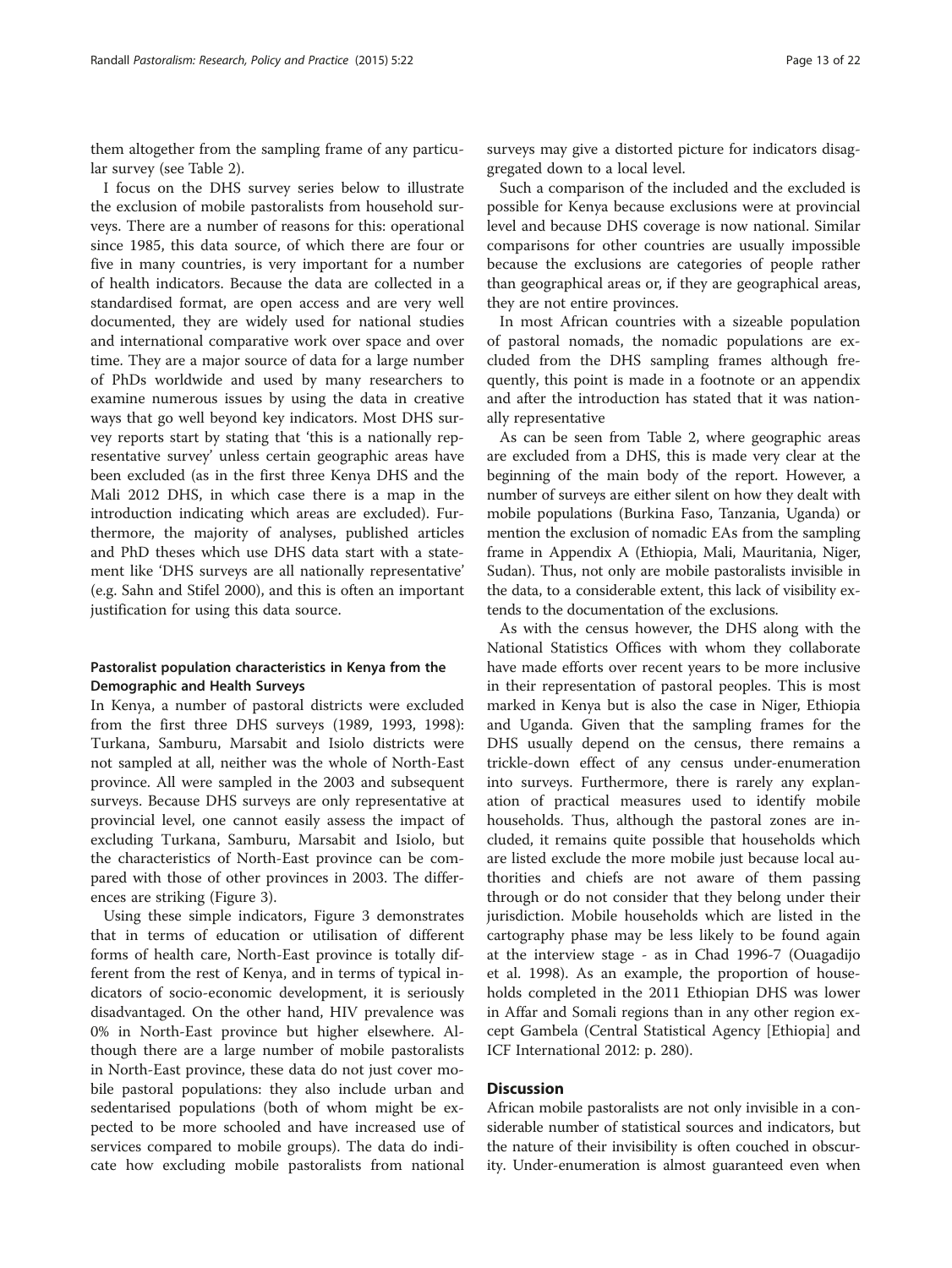them altogether from the sampling frame of any particular survey (see Table 2).

I focus on the DHS survey series below to illustrate the exclusion of mobile pastoralists from household surveys. There are a number of reasons for this: operational since 1985, this data source, of which there are four or five in many countries, is very important for a number of health indicators. Because the data are collected in a standardised format, are open access and are very well documented, they are widely used for national studies and international comparative work over space and over time. They are a major source of data for a large number of PhDs worldwide and used by many researchers to examine numerous issues by using the data in creative ways that go well beyond key indicators. Most DHS survey reports start by stating that 'this is a nationally representative survey' unless certain geographic areas have been excluded (as in the first three Kenya DHS and the Mali 2012 DHS, in which case there is a map in the introduction indicating which areas are excluded). Furthermore, the majority of analyses, published articles and PhD theses which use DHS data start with a statement like 'DHS surveys are all nationally representative' (e.g. Sahn and Stifel 2000), and this is often an important justification for using this data source.

### Pastoralist population characteristics in Kenya from the Demographic and Health Surveys

In Kenya, a number of pastoral districts were excluded from the first three DHS surveys (1989, 1993, 1998): Turkana, Samburu, Marsabit and Isiolo districts were not sampled at all, neither was the whole of North-East province. All were sampled in the 2003 and subsequent surveys. Because DHS surveys are only representative at provincial level, one cannot easily assess the impact of excluding Turkana, Samburu, Marsabit and Isiolo, but the characteristics of North-East province can be compared with those of other provinces in 2003. The differences are striking (Figure 3).

Using these simple indicators, Figure 3 demonstrates that in terms of education or utilisation of different forms of health care, North-East province is totally different from the rest of Kenya, and in terms of typical indicators of socio-economic development, it is seriously disadvantaged. On the other hand, HIV prevalence was 0% in North-East province but higher elsewhere. Although there are a large number of mobile pastoralists in North-East province, these data do not just cover mobile pastoral populations: they also include urban and sedentarised populations (both of whom might be expected to be more schooled and have increased use of services compared to mobile groups). The data do indicate how excluding mobile pastoralists from national surveys may give a distorted picture for indicators disaggregated down to a local level.

Such a comparison of the included and the excluded is possible for Kenya because exclusions were at provincial level and because DHS coverage is now national. Similar comparisons for other countries are usually impossible because the exclusions are categories of people rather than geographical areas or, if they are geographical areas, they are not entire provinces.

In most African countries with a sizeable population of pastoral nomads, the nomadic populations are excluded from the DHS sampling frames although frequently, this point is made in a footnote or an appendix and after the introduction has stated that it was nationally representative

As can be seen from Table 2, where geographic areas are excluded from a DHS, this is made very clear at the beginning of the main body of the report. However, a number of surveys are either silent on how they dealt with mobile populations (Burkina Faso, Tanzania, Uganda) or mention the exclusion of nomadic EAs from the sampling frame in Appendix A (Ethiopia, Mali, Mauritania, Niger, Sudan). Thus, not only are mobile pastoralists invisible in the data, to a considerable extent, this lack of visibility extends to the documentation of the exclusions.

As with the census however, the DHS along with the National Statistics Offices with whom they collaborate have made efforts over recent years to be more inclusive in their representation of pastoral peoples. This is most marked in Kenya but is also the case in Niger, Ethiopia and Uganda. Given that the sampling frames for the DHS usually depend on the census, there remains a trickle-down effect of any census under-enumeration into surveys. Furthermore, there is rarely any explanation of practical measures used to identify mobile households. Thus, although the pastoral zones are included, it remains quite possible that households which are listed exclude the more mobile just because local authorities and chiefs are not aware of them passing through or do not consider that they belong under their jurisdiction. Mobile households which are listed in the cartography phase may be less likely to be found again at the interview stage - as in Chad 1996-7 (Ouagadijo et al. 1998). As an example, the proportion of households completed in the 2011 Ethiopian DHS was lower in Affar and Somali regions than in any other region except Gambela (Central Statistical Agency [Ethiopia] and ICF International 2012: p. 280).

## Discussion

African mobile pastoralists are not only invisible in a considerable number of statistical sources and indicators, but the nature of their invisibility is often couched in obscurity. Under-enumeration is almost guaranteed even when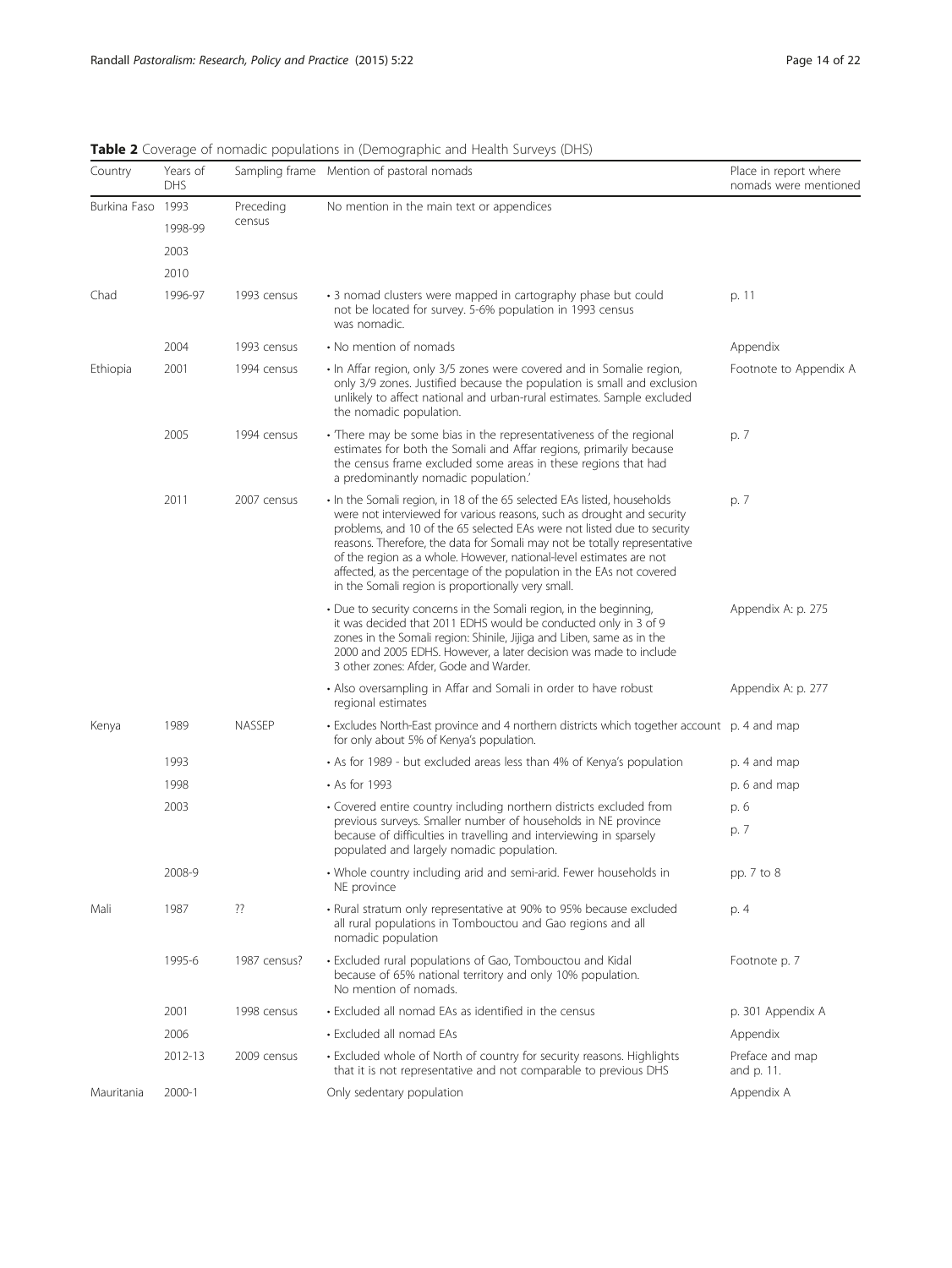**Table 2** Coverage of nomadic populations in (Demographic and Health Surveys (DHS)

| Country | Years of DHS | Sampling frame | Mention of pastoral nomads | Place in report where nomads were mentioned |
|---|---|---|---|---|
| Burkina Faso | 1993 | Preceding census | No mention in the main text or appendices | |
| | 1998-99 | | | |
| | 2003 | | | |
| | 2010 | | | |
| Chad | 1996-97 | 1993 census | • 3 nomad clusters were mapped in cartography phase but could not be located for survey. 5-6% population in 1993 census was nomadic. | p. 11 |
| | 2004 | 1993 census | • No mention of nomads | Appendix |
| Ethiopia | 2001 | 1994 census | • In Affar region, only 3/5 zones were covered and in Somalie region, only 3/9 zones. Justified because the population is small and exclusion unlikely to affect national and urban-rural estimates. Sample excluded the nomadic population. | Footnote to Appendix A |
| | 2005 | 1994 census | • 'There may be some bias in the representativeness of the regional estimates for both the Somali and Affar regions, primarily because the census frame excluded some areas in these regions that had a predominantly nomadic population.' | p. 7 |
| | 2011 | 2007 census | • In the Somali region, in 18 of the 65 selected EAs listed, households were not interviewed for various reasons, such as drought and security problems, and 10 of the 65 selected EAs were not listed due to security reasons. Therefore, the data for Somali may not be totally representative of the region as a whole. However, national-level estimates are not affected, as the percentage of the population in the EAs not covered in the Somali region is proportionally very small. | p. 7 |
| | | | • Due to security concerns in the Somali region, in the beginning, it was decided that 2011 EDHS would be conducted only in 3 of 9 zones in the Somali region: Shinile, Jijiga and Liben, same as in the 2000 and 2005 EDHS. However, a later decision was made to include 3 other zones: Afder, Gode and Warder. | Appendix A: p. 275 |
| | | | • Also oversampling in Affar and Somali in order to have robust regional estimates | Appendix A: p. 277 |
| Kenya | 1989 | NASSEP | • Excludes North-East province and 4 northern districts which together account for only about 5% of Kenya's population. | p. 4 and map |
| | 1993 | | • As for 1989 - but excluded areas less than 4% of Kenya's population | p. 4 and map |
| | 1998 | | • As for 1993 | p. 6 and map |
| | 2003 | | • Covered entire country including northern districts excluded from previous surveys. Smaller number of households in NE province because of difficulties in travelling and interviewing in sparsely populated and largely nomadic population. | p. 6<br>p. 7 |
| | 2008-9 | | • Whole country including arid and semi-arid. Fewer households in NE province | pp. 7 to 8 |
| Mali | 1987 | ?? | • Rural stratum only representative at 90% to 95% because excluded all rural populations in Tombouctou and Gao regions and all nomadic population | p. 4 |
| | 1995-6 | 1987 census? | • Excluded rural populations of Gao, Tombouctou and Kidal because of 65% national territory and only 10% population. No mention of nomads. | Footnote p. 7 |
| | 2001 | 1998 census | • Excluded all nomad EAs as identified in the census | p. 301 Appendix A |
| | 2006 | | • Excluded all nomad EAs | Appendix |
| | 2012-13 | 2009 census | • Excluded whole of North of country for security reasons. Highlights that it is not representative and not comparable to previous DHS | Preface and map and p. 11. |
| Mauritania | 2000-1 | | Only sedentary population | Appendix A |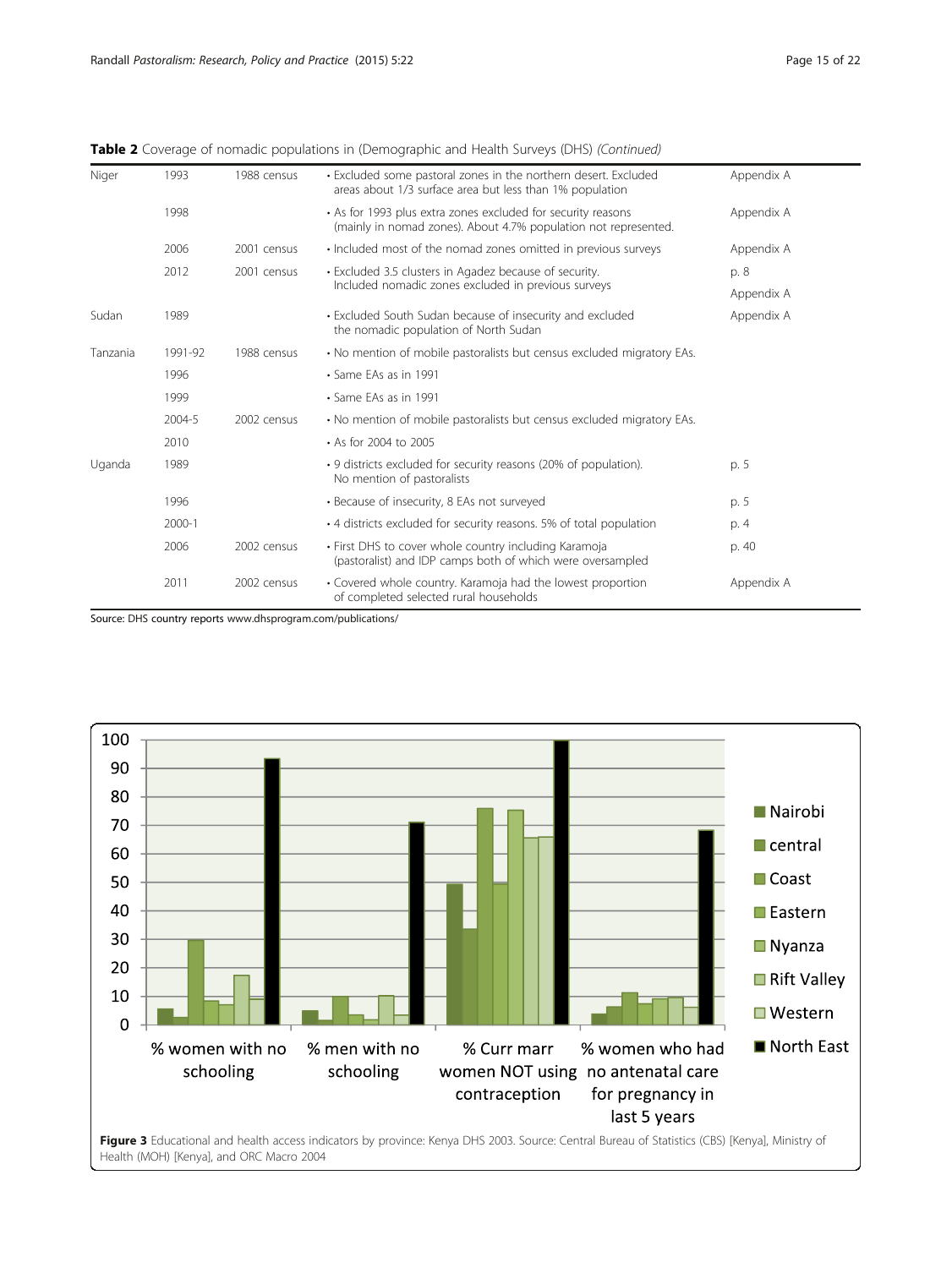**Table 2** Coverage of nomadic populations in (Demographic and Health Surveys (DHS) *(Continued)*

| | | | | |
|---|---|---|---|---|
| Niger | 1993 | 1988 census | • Excluded some pastoral zones in the northern desert. Excluded areas about 1/3 surface area but less than 1% population | Appendix A |
| | 1998 | | • As for 1993 plus extra zones excluded for security reasons (mainly in nomad zones). About 4.7% population not represented. | Appendix A |
| | 2006 | 2001 census | • Included most of the nomad zones omitted in previous surveys | Appendix A |
| | 2012 | 2001 census | • Excluded 3.5 clusters in Agadez because of security. Included nomadic zones excluded in previous surveys | p. 8 Appendix A |
| Sudan | 1989 | | • Excluded South Sudan because of insecurity and excluded the nomadic population of North Sudan | Appendix A |
| Tanzania | 1991-92 | 1988 census | • No mention of mobile pastoralists but census excluded migratory EAs. | |
| | 1996 | | • Same EAs as in 1991 | |
| | 1999 | | • Same EAs as in 1991 | |
| | 2004-5 | 2002 census | • No mention of mobile pastoralists but census excluded migratory EAs. | |
| | 2010 | | • As for 2004 to 2005 | |
| Uganda | 1989 | | • 9 districts excluded for security reasons (20% of population). No mention of pastoralists | p. 5 |
| | 1996 | | • Because of insecurity, 8 EAs not surveyed | p. 5 |
| | 2000-1 | | • 4 districts excluded for security reasons. 5% of total population | p. 4 |
| | 2006 | 2002 census | • First DHS to cover whole country including Karamoja (pastoralist) and IDP camps both of which were oversampled | p. 40 |
| | 2011 | 2002 census | • Covered whole country. Karamoja had the lowest proportion of completed selected rural households | Appendix A |

Source: DHS country reports www.dhsprogram.com/publications/

**Figure 3** Educational and health access indicators by province: Kenya DHS 2003. Source: Central Bureau of Statistics (CBS) [Kenya], Ministry of Health (MOH) [Kenya], and ORC Macro 2004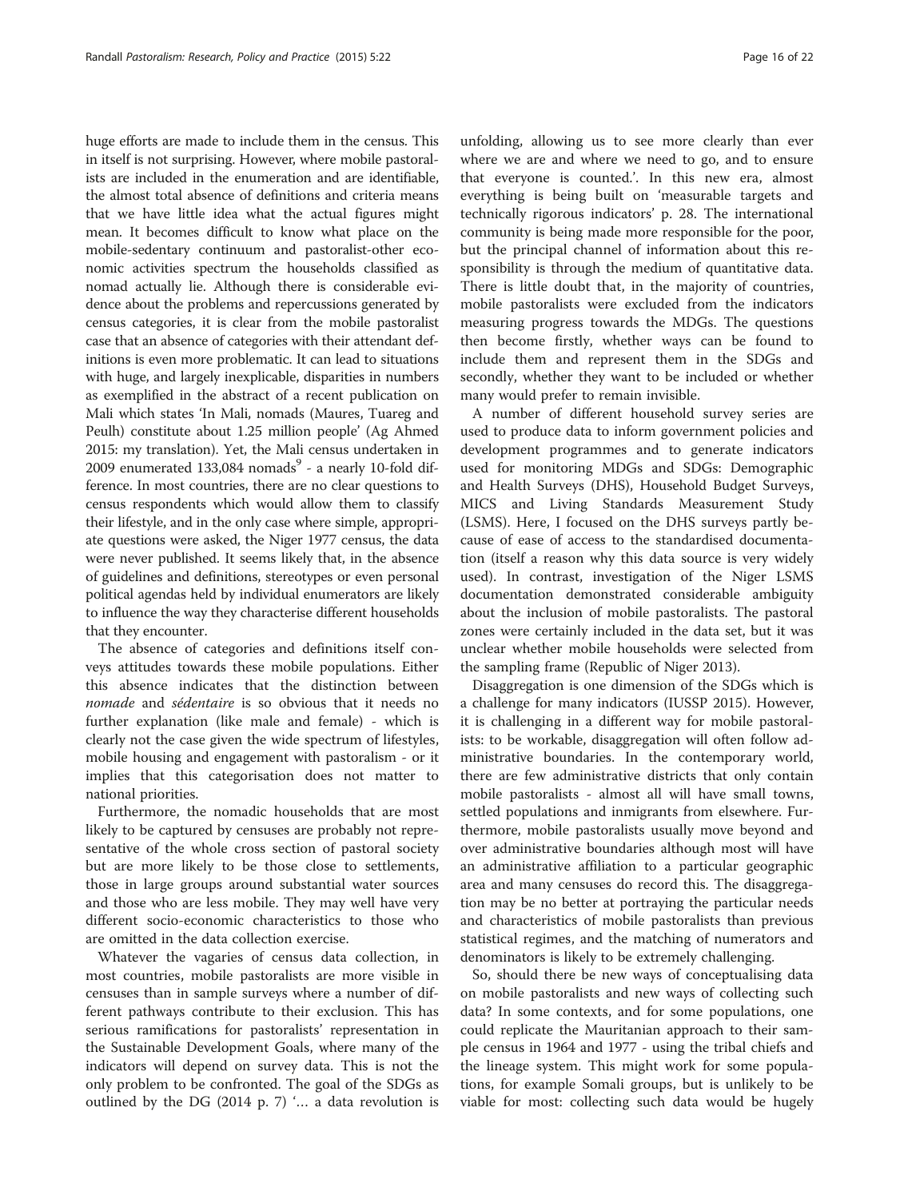huge efforts are made to include them in the census. This in itself is not surprising. However, where mobile pastoralists are included in the enumeration and are identifiable, the almost total absence of definitions and criteria means that we have little idea what the actual figures might mean. It becomes difficult to know what place on the mobile-sedentary continuum and pastoralist-other economic activities spectrum the households classified as nomad actually lie. Although there is considerable evidence about the problems and repercussions generated by census categories, it is clear from the mobile pastoralist case that an absence of categories with their attendant definitions is even more problematic. It can lead to situations with huge, and largely inexplicable, disparities in numbers as exemplified in the abstract of a recent publication on Mali which states 'In Mali, nomads (Maures, Tuareg and Peulh) constitute about 1.25 million people' (Ag Ahmed 2015: my translation). Yet, the Mali census undertaken in 2009 enumerated 133,084 nomads[9] - a nearly 10-fold difference. In most countries, there are no clear questions to census respondents which would allow them to classify their lifestyle, and in the only case where simple, appropriate questions were asked, the Niger 1977 census, the data were never published. It seems likely that, in the absence of guidelines and definitions, stereotypes or even personal political agendas held by individual enumerators are likely to influence the way they characterise different households that they encounter.

The absence of categories and definitions itself conveys attitudes towards these mobile populations. Either this absence indicates that the distinction between *nomade* and *sédentaire* is so obvious that it needs no further explanation (like male and female) - which is clearly not the case given the wide spectrum of lifestyles, mobile housing and engagement with pastoralism - or it implies that this categorisation does not matter to national priorities.

Furthermore, the nomadic households that are most likely to be captured by censuses are probably not representative of the whole cross section of pastoral society but are more likely to be those close to settlements, those in large groups around substantial water sources and those who are less mobile. They may well have very different socio-economic characteristics to those who are omitted in the data collection exercise.

Whatever the vagaries of census data collection, in most countries, mobile pastoralists are more visible in censuses than in sample surveys where a number of different pathways contribute to their exclusion. This has serious ramifications for pastoralists' representation in the Sustainable Development Goals, where many of the indicators will depend on survey data. This is not the only problem to be confronted. The goal of the SDGs as outlined by the DG (2014 p. 7) '… a data revolution is unfolding, allowing us to see more clearly than ever where we are and where we need to go, and to ensure that everyone is counted.'. In this new era, almost everything is being built on 'measurable targets and technically rigorous indicators' p. 28. The international community is being made more responsible for the poor, but the principal channel of information about this responsibility is through the medium of quantitative data. There is little doubt that, in the majority of countries, mobile pastoralists were excluded from the indicators measuring progress towards the MDGs. The questions then become firstly, whether ways can be found to include them and represent them in the SDGs and secondly, whether they want to be included or whether many would prefer to remain invisible.

A number of different household survey series are used to produce data to inform government policies and development programmes and to generate indicators used for monitoring MDGs and SDGs: Demographic and Health Surveys (DHS), Household Budget Surveys, MICS and Living Standards Measurement Study (LSMS). Here, I focused on the DHS surveys partly because of ease of access to the standardised documentation (itself a reason why this data source is very widely used). In contrast, investigation of the Niger LSMS documentation demonstrated considerable ambiguity about the inclusion of mobile pastoralists. The pastoral zones were certainly included in the data set, but it was unclear whether mobile households were selected from the sampling frame (Republic of Niger 2013).

Disaggregation is one dimension of the SDGs which is a challenge for many indicators (IUSSP 2015). However, it is challenging in a different way for mobile pastoralists: to be workable, disaggregation will often follow administrative boundaries. In the contemporary world, there are few administrative districts that only contain mobile pastoralists - almost all will have small towns, settled populations and inmigrants from elsewhere. Furthermore, mobile pastoralists usually move beyond and over administrative boundaries although most will have an administrative affiliation to a particular geographic area and many censuses do record this. The disaggregation may be no better at portraying the particular needs and characteristics of mobile pastoralists than previous statistical regimes, and the matching of numerators and denominators is likely to be extremely challenging.

So, should there be new ways of conceptualising data on mobile pastoralists and new ways of collecting such data? In some contexts, and for some populations, one could replicate the Mauritanian approach to their sample census in 1964 and 1977 - using the tribal chiefs and the lineage system. This might work for some populations, for example Somali groups, but is unlikely to be viable for most: collecting such data would be hugely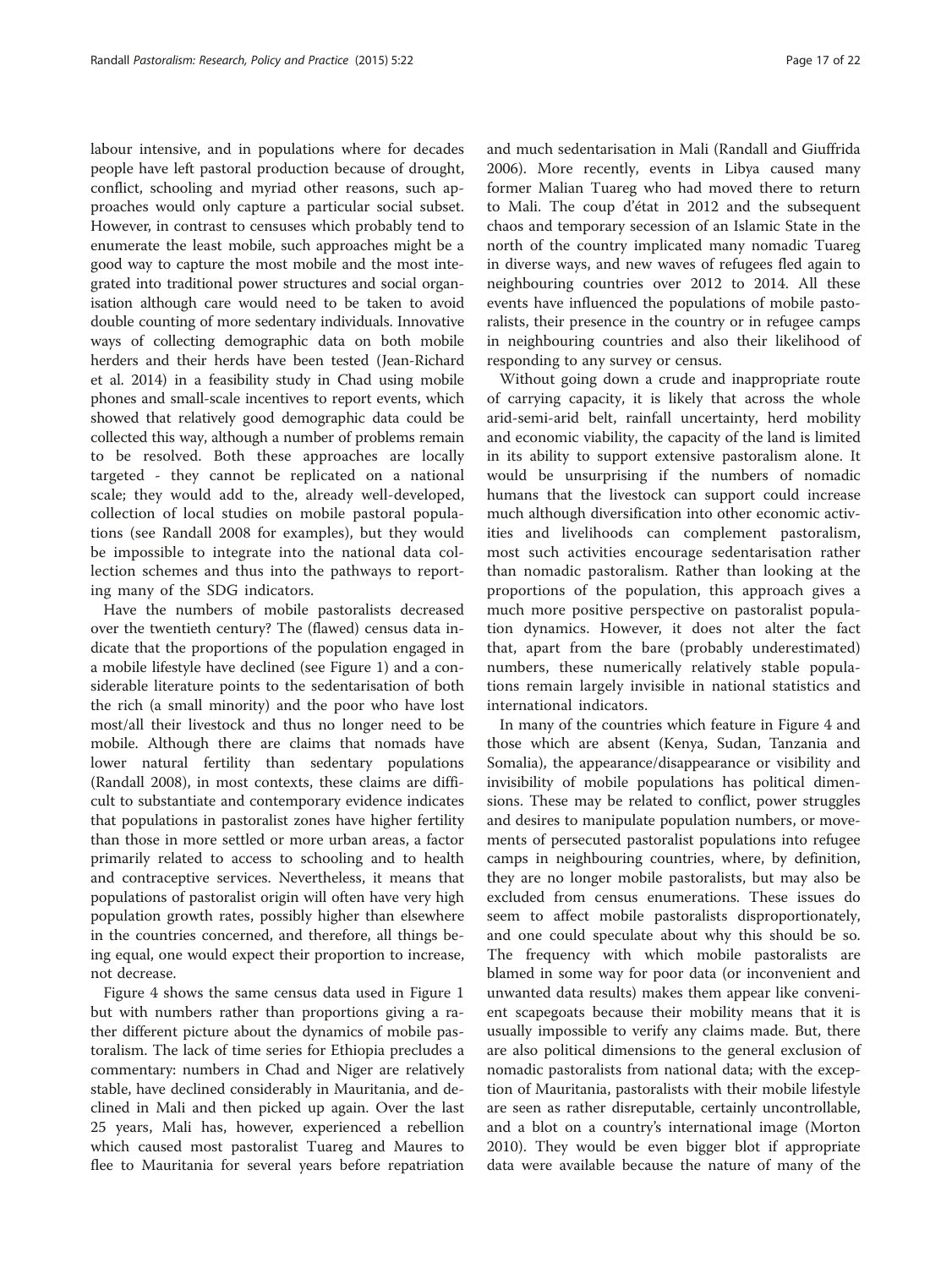labour intensive, and in populations where for decades people have left pastoral production because of drought, conflict, schooling and myriad other reasons, such approaches would only capture a particular social subset. However, in contrast to censuses which probably tend to enumerate the least mobile, such approaches might be a good way to capture the most mobile and the most integrated into traditional power structures and social organisation although care would need to be taken to avoid double counting of more sedentary individuals. Innovative ways of collecting demographic data on both mobile herders and their herds have been tested (Jean-Richard et al. 2014) in a feasibility study in Chad using mobile phones and small-scale incentives to report events, which showed that relatively good demographic data could be collected this way, although a number of problems remain to be resolved. Both these approaches are locally targeted - they cannot be replicated on a national scale; they would add to the, already well-developed, collection of local studies on mobile pastoral populations (see Randall 2008 for examples), but they would be impossible to integrate into the national data collection schemes and thus into the pathways to reporting many of the SDG indicators.

Have the numbers of mobile pastoralists decreased over the twentieth century? The (flawed) census data indicate that the proportions of the population engaged in a mobile lifestyle have declined (see Figure 1) and a considerable literature points to the sedentarisation of both the rich (a small minority) and the poor who have lost most/all their livestock and thus no longer need to be mobile. Although there are claims that nomads have lower natural fertility than sedentary populations (Randall 2008), in most contexts, these claims are difficult to substantiate and contemporary evidence indicates that populations in pastoralist zones have higher fertility than those in more settled or more urban areas, a factor primarily related to access to schooling and to health and contraceptive services. Nevertheless, it means that populations of pastoralist origin will often have very high population growth rates, possibly higher than elsewhere in the countries concerned, and therefore, all things being equal, one would expect their proportion to increase, not decrease.

Figure 4 shows the same census data used in Figure 1 but with numbers rather than proportions giving a rather different picture about the dynamics of mobile pastoralism. The lack of time series for Ethiopia precludes a commentary: numbers in Chad and Niger are relatively stable, have declined considerably in Mauritania, and declined in Mali and then picked up again. Over the last 25 years, Mali has, however, experienced a rebellion which caused most pastoralist Tuareg and Maures to flee to Mauritania for several years before repatriation and much sedentarisation in Mali (Randall and Giuffrida 2006). More recently, events in Libya caused many former Malian Tuareg who had moved there to return to Mali. The coup d'état in 2012 and the subsequent chaos and temporary secession of an Islamic State in the north of the country implicated many nomadic Tuareg in diverse ways, and new waves of refugees fled again to neighbouring countries over 2012 to 2014. All these events have influenced the populations of mobile pastoralists, their presence in the country or in refugee camps in neighbouring countries and also their likelihood of responding to any survey or census.

Without going down a crude and inappropriate route of carrying capacity, it is likely that across the whole arid-semi-arid belt, rainfall uncertainty, herd mobility and economic viability, the capacity of the land is limited in its ability to support extensive pastoralism alone. It would be unsurprising if the numbers of nomadic humans that the livestock can support could increase much although diversification into other economic activities and livelihoods can complement pastoralism, most such activities encourage sedentarisation rather than nomadic pastoralism. Rather than looking at the proportions of the population, this approach gives a much more positive perspective on pastoralist population dynamics. However, it does not alter the fact that, apart from the bare (probably underestimated) numbers, these numerically relatively stable populations remain largely invisible in national statistics and international indicators.

In many of the countries which feature in Figure 4 and those which are absent (Kenya, Sudan, Tanzania and Somalia), the appearance/disappearance or visibility and invisibility of mobile populations has political dimensions. These may be related to conflict, power struggles and desires to manipulate population numbers, or movements of persecuted pastoralist populations into refugee camps in neighbouring countries, where, by definition, they are no longer mobile pastoralists, but may also be excluded from census enumerations. These issues do seem to affect mobile pastoralists disproportionately, and one could speculate about why this should be so. The frequency with which mobile pastoralists are blamed in some way for poor data (or inconvenient and unwanted data results) makes them appear like convenient scapegoats because their mobility means that it is usually impossible to verify any claims made. But, there are also political dimensions to the general exclusion of nomadic pastoralists from national data; with the exception of Mauritania, pastoralists with their mobile lifestyle are seen as rather disreputable, certainly uncontrollable, and a blot on a country's international image (Morton 2010). They would be even bigger blot if appropriate data were available because the nature of many of the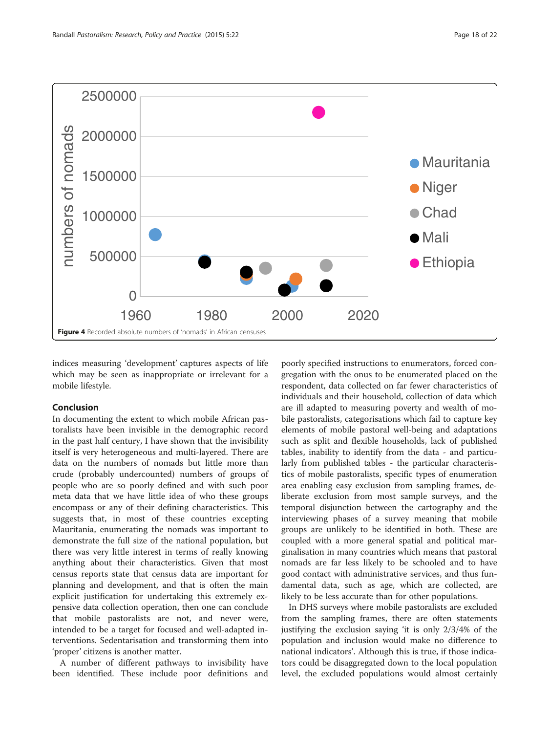Figure 4 Recorded absolute numbers of 'nomads' in African censuses

indices measuring 'development' captures aspects of life which may be seen as inappropriate or irrelevant for a mobile lifestyle.

## Conclusion

In documenting the extent to which mobile African pastoralists have been invisible in the demographic record in the past half century, I have shown that the invisibility itself is very heterogeneous and multi-layered. There are data on the numbers of nomads but little more than crude (probably undercounted) numbers of groups of people who are so poorly defined and with such poor meta data that we have little idea of who these groups encompass or any of their defining characteristics. This suggests that, in most of these countries excepting Mauritania, enumerating the nomads was important to demonstrate the full size of the national population, but there was very little interest in terms of really knowing anything about their characteristics. Given that most census reports state that census data are important for planning and development, and that is often the main explicit justification for undertaking this extremely expensive data collection operation, then one can conclude that mobile pastoralists are not, and never were, intended to be a target for focused and well-adapted interventions. Sedentarisation and transforming them into 'proper' citizens is another matter.

A number of different pathways to invisibility have been identified. These include poor definitions and poorly specified instructions to enumerators, forced congregation with the onus to be enumerated placed on the respondent, data collected on far fewer characteristics of individuals and their household, collection of data which are ill adapted to measuring poverty and wealth of mobile pastoralists, categorisations which fail to capture key elements of mobile pastoral well-being and adaptations such as split and flexible households, lack of published tables, inability to identify from the data - and particularly from published tables - the particular characteristics of mobile pastoralists, specific types of enumeration area enabling easy exclusion from sampling frames, deliberate exclusion from most sample surveys, and the temporal disjunction between the cartography and the interviewing phases of a survey meaning that mobile groups are unlikely to be identified in both. These are coupled with a more general spatial and political marginalisation in many countries which means that pastoral nomads are far less likely to be schooled and to have good contact with administrative services, and thus fundamental data, such as age, which are collected, are likely to be less accurate than for other populations.

In DHS surveys where mobile pastoralists are excluded from the sampling frames, there are often statements justifying the exclusion saying 'it is only 2/3/4% of the population and inclusion would make no difference to national indicators'. Although this is true, if those indicators could be disaggregated down to the local population level, the excluded populations would almost certainly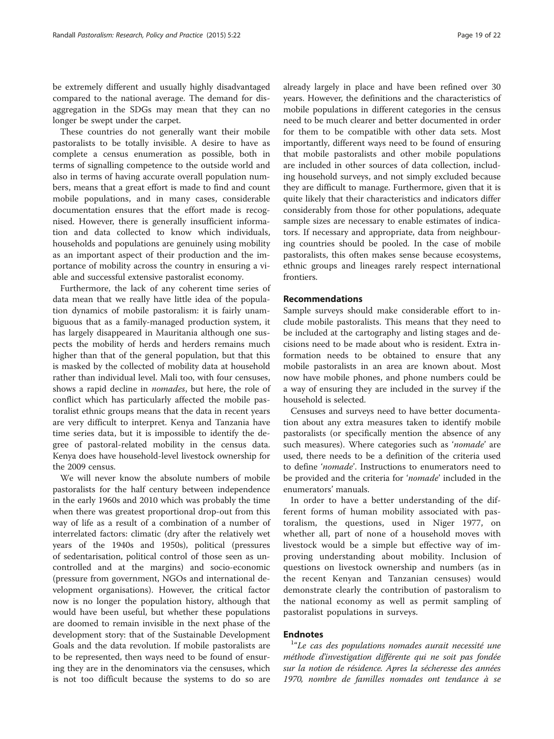be extremely different and usually highly disadvantaged compared to the national average. The demand for disaggregation in the SDGs may mean that they can no longer be swept under the carpet.

These countries do not generally want their mobile pastoralists to be totally invisible. A desire to have as complete a census enumeration as possible, both in terms of signalling competence to the outside world and also in terms of having accurate overall population numbers, means that a great effort is made to find and count mobile populations, and in many cases, considerable documentation ensures that the effort made is recognised. However, there is generally insufficient information and data collected to know which individuals, households and populations are genuinely using mobility as an important aspect of their production and the importance of mobility across the country in ensuring a viable and successful extensive pastoralist economy.

Furthermore, the lack of any coherent time series of data mean that we really have little idea of the population dynamics of mobile pastoralism: it is fairly unambiguous that as a family-managed production system, it has largely disappeared in Mauritania although one suspects the mobility of herds and herders remains much higher than that of the general population, but that this is masked by the collected of mobility data at household rather than individual level. Mali too, with four censuses, shows a rapid decline in *nomades*, but here, the role of conflict which has particularly affected the mobile pastoralist ethnic groups means that the data in recent years are very difficult to interpret. Kenya and Tanzania have time series data, but it is impossible to identify the degree of pastoral-related mobility in the census data. Kenya does have household-level livestock ownership for the 2009 census.

We will never know the absolute numbers of mobile pastoralists for the half century between independence in the early 1960s and 2010 which was probably the time when there was greatest proportional drop-out from this way of life as a result of a combination of a number of interrelated factors: climatic (dry after the relatively wet years of the 1940s and 1950s), political (pressures of sedentarisation, political control of those seen as uncontrolled and at the margins) and socio-economic (pressure from government, NGOs and international development organisations). However, the critical factor now is no longer the population history, although that would have been useful, but whether these populations are doomed to remain invisible in the next phase of the development story: that of the Sustainable Development Goals and the data revolution. If mobile pastoralists are to be represented, then ways need to be found of ensuring they are in the denominators via the censuses, which is not too difficult because the systems to do so are already largely in place and have been refined over 30 years. However, the definitions and the characteristics of mobile populations in different categories in the census need to be much clearer and better documented in order for them to be compatible with other data sets. Most importantly, different ways need to be found of ensuring that mobile pastoralists and other mobile populations are included in other sources of data collection, including household surveys, and not simply excluded because they are difficult to manage. Furthermore, given that it is quite likely that their characteristics and indicators differ considerably from those for other populations, adequate sample sizes are necessary to enable estimates of indicators. If necessary and appropriate, data from neighbouring countries should be pooled. In the case of mobile pastoralists, this often makes sense because ecosystems, ethnic groups and lineages rarely respect international frontiers.

## Recommendations

Sample surveys should make considerable effort to include mobile pastoralists. This means that they need to be included at the cartography and listing stages and decisions need to be made about who is resident. Extra information needs to be obtained to ensure that any mobile pastoralists in an area are known about. Most now have mobile phones, and phone numbers could be a way of ensuring they are included in the survey if the household is selected.

Censuses and surveys need to have better documentation about any extra measures taken to identify mobile pastoralists (or specifically mention the absence of any such measures). Where categories such as '*nomade*' are used, there needs to be a definition of the criteria used to define '*nomade*'. Instructions to enumerators need to be provided and the criteria for '*nomade*' included in the enumerators' manuals.

In order to have a better understanding of the different forms of human mobility associated with pastoralism, the questions, used in Niger 1977, on whether all, part of none of a household moves with livestock would be a simple but effective way of improving understanding about mobility. Inclusion of questions on livestock ownership and numbers (as in the recent Kenyan and Tanzanian censuses) would demonstrate clearly the contribution of pastoralism to the national economy as well as permit sampling of pastoralist populations in surveys.

## Endnotes

[1]"*Le cas des populations nomades aurait necessité une méthode d'investigation différente qui ne soit pas fondée sur la notion de résidence. Apres la sécheresse des années 1970, nombre de familles nomades ont tendance à se*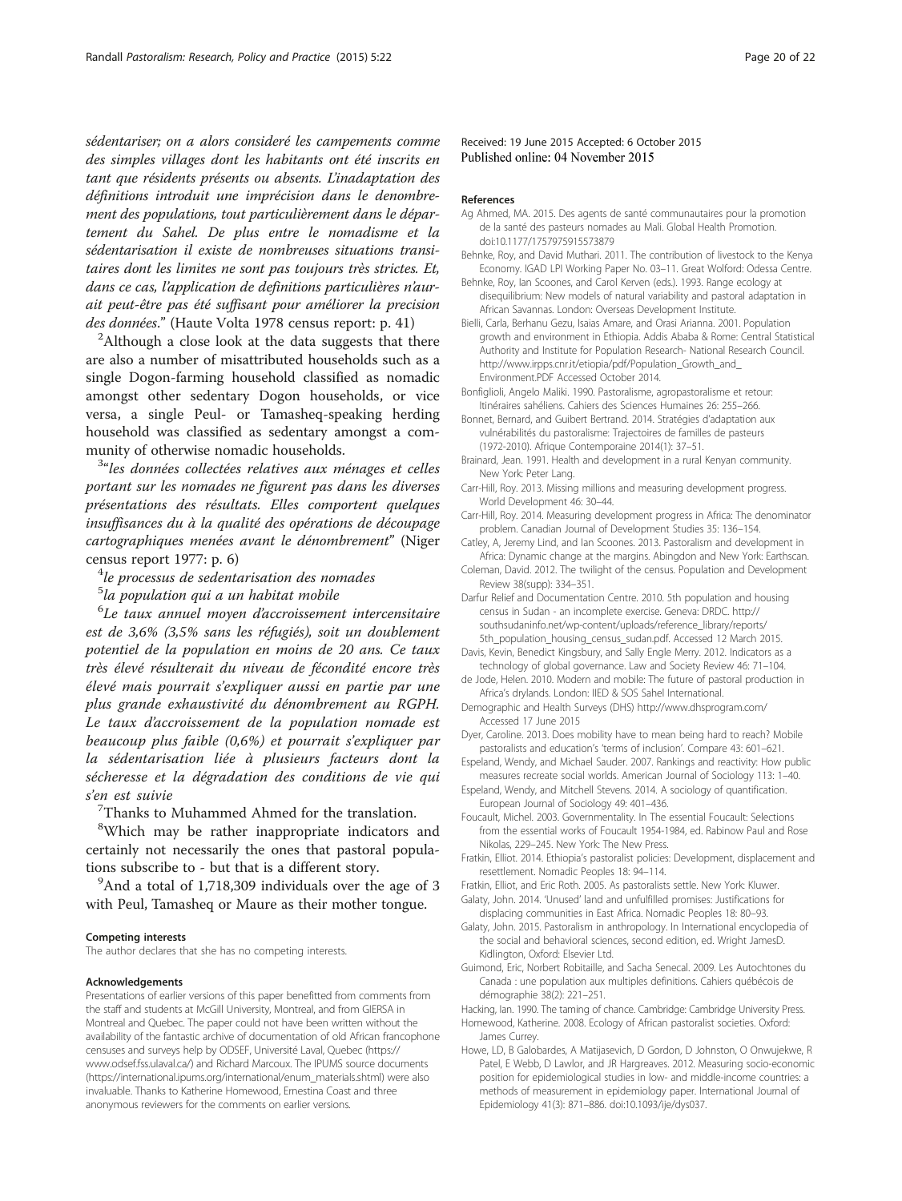*sédentariser; on a alors consideré les campements comme des simples villages dont les habitants ont été inscrits en tant que résidents présents ou absents. L'inadaptation des définitions introduit une imprécision dans le denombrement des populations, tout particulièrement dans le département du Sahel. De plus entre le nomadisme et la sédentarisation il existe de nombreuses situations transitaires dont les limites ne sont pas toujours très strictes. Et, dans ce cas, l'application de definitions particulières n'aurait peut-être pas été suffisant pour améliorer la precision des données.*" (Haute Volta 1978 census report: p. 41)

[2]Although a close look at the data suggests that there are also a number of misattributed households such as a single Dogon-farming household classified as nomadic amongst other sedentary Dogon households, or vice versa, a single Peul- or Tamasheq-speaking herding household was classified as sedentary amongst a community of otherwise nomadic households.

[3]"*les données collectées relatives aux ménages et celles portant sur les nomades ne figurent pas dans les diverses présentations des résultats. Elles comportent quelques insuffisances du à la qualité des opérations de découpage cartographiques menées avant le dénombrement*" (Niger census report 1977: p. 6)

[4]*le processus de sedentarisation des nomades*

[5]*la population qui a un habitat mobile*

[6]*Le taux annuel moyen d'accroissement intercensitaire est de 3,6% (3,5% sans les réfugiés), soit un doublement potentiel de la population en moins de 20 ans. Ce taux très élevé résulterait du niveau de fécondité encore très élevé mais pourrait s'expliquer aussi en partie par une plus grande exhaustivité du dénombrement au RGPH. Le taux d'accroissement de la population nomade est beaucoup plus faible (0,6%) et pourrait s'expliquer par la sédentarisation liée à plusieurs facteurs dont la sécheresse et la dégradation des conditions de vie qui s'en est suivie*

[7]Thanks to Muhammed Ahmed for the translation.

[8]Which may be rather inappropriate indicators and certainly not necessarily the ones that pastoral populations subscribe to - but that is a different story.

[9]And a total of 1,718,309 individuals over the age of 3 with Peul, Tamasheq or Maure as their mother tongue.

#### Competing interests
The author declares that she has no competing interests.

#### Acknowledgements
Presentations of earlier versions of this paper benefitted from comments from the staff and students at McGill University, Montreal, and from GIERSA in Montreal and Quebec. The paper could not have been written without the availability of the fantastic archive of documentation of old African francophone censuses and surveys help by ODSEF, Université Laval, Quebec (https://www.odsef.fss.ulaval.ca/) and Richard Marcoux. The IPUMS source documents (https://international.ipums.org/international/enum_materials.shtml) were also invaluable. Thanks to Katherine Homewood, Ernestina Coast and three anonymous reviewers for the comments on earlier versions.

Received: 19 June 2015 Accepted: 6 October 2015
Published online: 04 November 2015

#### References

Ag Ahmed, MA. 2015. Des agents de santé communautaires pour la promotion de la santé des pasteurs nomades au Mali. Global Health Promotion. doi:10.1177/1757975915573879

Behnke, Roy, and David Muthari. 2011. The contribution of livestock to the Kenya Economy. IGAD LPI Working Paper No. 03–11. Great Wolford: Odessa Centre.

Behnke, Roy, Ian Scoones, and Carol Kerven (eds.). 1993. Range ecology at disequilibrium: New models of natural variability and pastoral adaptation in African Savannas. London: Overseas Development Institute.

Bielli, Carla, Berhanu Gezu, Isaias Amare, and Orasi Arianna. 2001. Population growth and environment in Ethiopia. Addis Ababa & Rome: Central Statistical Authority and Institute for Population Research- National Research Council. http://www.irpps.cnr.it/etiopia/pdf/Population_Growth_and_Environment.PDF Accessed October 2014.

Bonfiglioli, Angelo Maliki. 1990. Pastoralisme, agropastoralisme et retour: Itinéraires sahéliens. Cahiers des Sciences Humaines 26: 255–266.

Bonnet, Bernard, and Guibert Bertrand. 2014. Stratégies d'adaptation aux vulnérabilités du pastoralisme: Trajectoires de familles de pasteurs (1972-2010). Afrique Contemporaine 2014(1): 37–51.

Brainard, Jean. 1991. Health and development in a rural Kenyan community. New York: Peter Lang.

Carr-Hill, Roy. 2013. Missing millions and measuring development progress. World Development 46: 30–44.

Carr-Hill, Roy. 2014. Measuring development progress in Africa: The denominator problem. Canadian Journal of Development Studies 35: 136–154.

Catley, A, Jeremy Lind, and Ian Scoones. 2013. Pastoralism and development in Africa: Dynamic change at the margins. Abingdon and New York: Earthscan.

Coleman, David. 2012. The twilight of the census. Population and Development Review 38(supp): 334–351.

Darfur Relief and Documentation Centre. 2010. 5th population and housing census in Sudan - an incomplete exercise. Geneva: DRDC. http://southsudaninfo.net/wp-content/uploads/reference_library/reports/5th_population_housing_census_sudan.pdf. Accessed 12 March 2015.

Davis, Kevin, Benedict Kingsbury, and Sally Engle Merry. 2012. Indicators as a technology of global governance. Law and Society Review 46: 71–104.

de Jode, Helen. 2010. Modern and mobile: The future of pastoral production in Africa's drylands. London: IIED & SOS Sahel International.

Demographic and Health Surveys (DHS) http://www.dhsprogram.com/ Accessed 17 June 2015

Dyer, Caroline. 2013. Does mobility have to mean being hard to reach? Mobile pastoralists and education's 'terms of inclusion'. Compare 43: 601–621.

Espeland, Wendy, and Michael Sauder. 2007. Rankings and reactivity: How public measures recreate social worlds. American Journal of Sociology 113: 1–40.

Espeland, Wendy, and Mitchell Stevens. 2014. A sociology of quantification. European Journal of Sociology 49: 401–436.

Foucault, Michel. 2003. Governmentality. In The essential Foucault: Selections from the essential works of Foucault 1954-1984, ed. Rabinow Paul and Rose Nikolas, 229–245. New York: The New Press.

Fratkin, Elliot. 2014. Ethiopia's pastoralist policies: Development, displacement and resettlement. Nomadic Peoples 18: 94–114.

Fratkin, Elliot, and Eric Roth. 2005. As pastoralists settle. New York: Kluwer.

Galaty, John. 2014. 'Unused' land and unfulfilled promises: Justifications for displacing communities in East Africa. Nomadic Peoples 18: 80–93.

Galaty, John. 2015. Pastoralism in anthropology. In International encyclopedia of the social and behavioral sciences, second edition, ed. Wright JamesD. Kidlington, Oxford: Elsevier Ltd.

Guimond, Eric, Norbert Robitaille, and Sacha Senecal. 2009. Les Autochtones du Canada : une population aux multiples definitions. Cahiers québécois de démographie 38(2): 221–251.

Hacking, Ian. 1990. The taming of chance. Cambridge: Cambridge University Press.

Homewood, Katherine. 2008. Ecology of African pastoralist societies. Oxford: James Currey.

Howe, LD, B Galobardes, A Matijasevich, D Gordon, D Johnston, O Onwujekwe, R Patel, E Webb, D Lawlor, and JR Hargreaves. 2012. Measuring socio-economic position for epidemiological studies in low- and middle-income countries: a methods of measurement in epidemiology paper. International Journal of Epidemiology 41(3): 871–886. doi:10.1093/ije/dys037.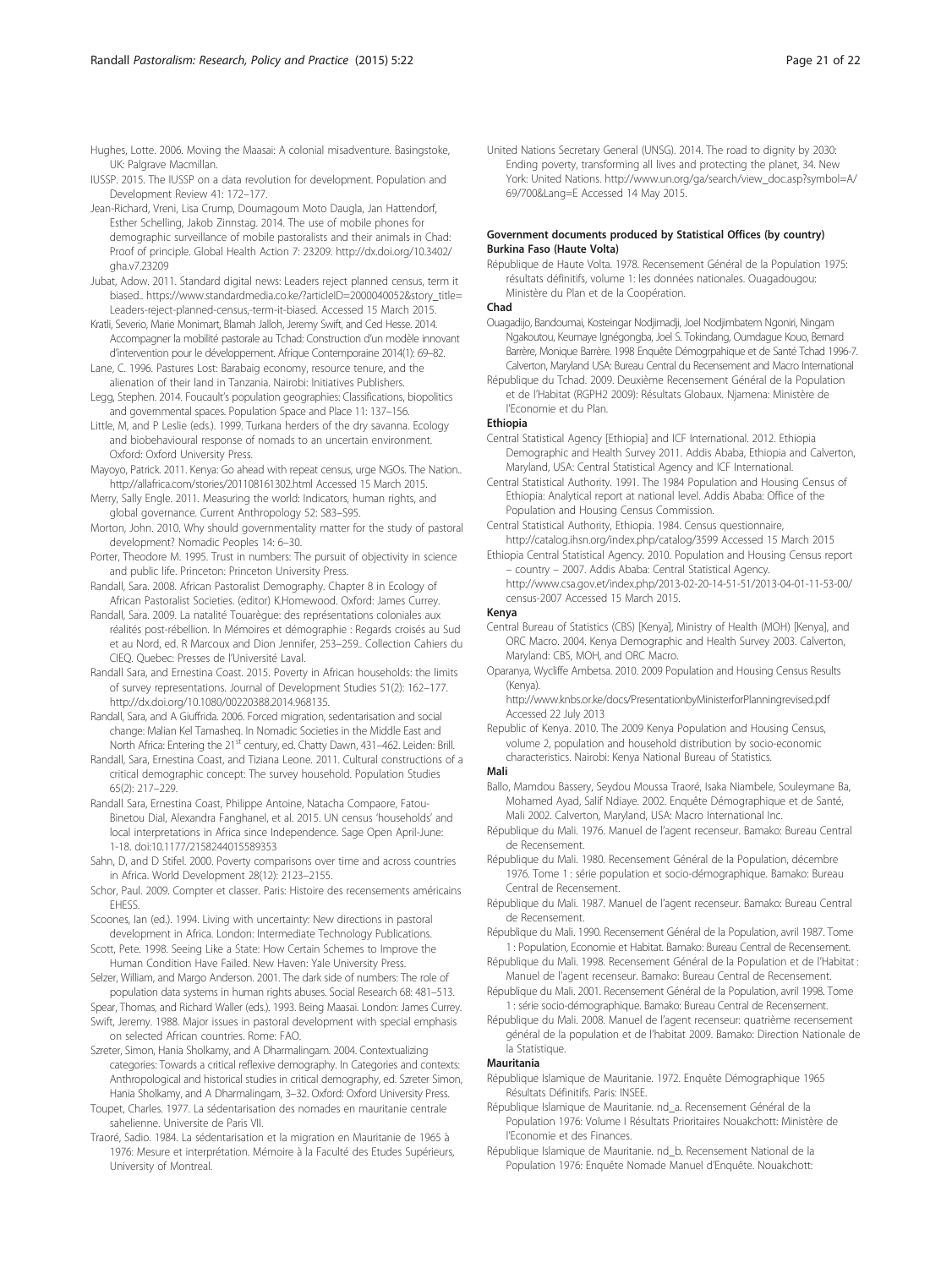Hughes, Lotte. 2006. Moving the Maasai: A colonial misadventure. Basingstoke, UK: Palgrave Macmillan.

IUSSP. 2015. The IUSSP on a data revolution for development. Population and Development Review 41: 172–177.

Jean-Richard, Vreni, Lisa Crump, Doumagoum Moto Daugla, Jan Hattendorf, Esther Schelling, Jakob Zinnstag. 2014. The use of mobile phones for demographic surveillance of mobile pastoralists and their animals in Chad: Proof of principle. Global Health Action 7: 23209. http://dx.doi.org/10.3402/gha.v7.23209

Jubat, Adow. 2011. Standard digital news: Leaders reject planned census, term it biased.. https://www.standardmedia.co.ke/?articleID=2000040052&story_title=Leaders-reject-planned-census,-term-it-biased. Accessed 15 March 2015.

Kratli, Severio, Marie Monimart, Blamah Jalloh, Jeremy Swift, and Ced Hesse. 2014. Accompagner la mobilité pastorale au Tchad: Construction d'un modèle innovant d'intervention pour le développement. Afrique Contemporaine 2014(1): 69–82.

Lane, C. 1996. Pastures Lost: Barabaig economy, resource tenure, and the alienation of their land in Tanzania. Nairobi: Initiatives Publishers.

Legg, Stephen. 2014. Foucault's population geographies: Classifications, biopolitics and governmental spaces. Population Space and Place 11: 137–156.

Little, M, and P Leslie (eds.). 1999. Turkana herders of the dry savanna. Ecology and biobehavioural response of nomads to an uncertain environment. Oxford: Oxford University Press.

Mayoyo, Patrick. 2011. Kenya: Go ahead with repeat census, urge NGOs. The Nation.. http://allafrica.com/stories/201108161302.html Accessed 15 March 2015.

Merry, Sally Engle. 2011. Measuring the world: Indicators, human rights, and global governance. Current Anthropology 52: S83–S95.

Morton, John. 2010. Why should governmentality matter for the study of pastoral development? Nomadic Peoples 14: 6–30.

Porter, Theodore M. 1995. Trust in numbers: The pursuit of objectivity in science and public life. Princeton: Princeton University Press.

Randall, Sara. 2008. African Pastoralist Demography. Chapter 8 in Ecology of African Pastoralist Societies. (editor) K.Homewood. Oxford: James Currey.

Randall, Sara. 2009. La natalité Touarègue: des représentations coloniales aux réalités post-rébellion. In Mémoires et démographie : Regards croisés au Sud et au Nord, ed. R Marcoux and Dion Jennifer, 253–259.. Collection Cahiers du CIEQ. Quebec: Presses de l'Université Laval.

Randall Sara, and Ernestina Coast. 2015. Poverty in African households: the limits of survey representations. Journal of Development Studies 51(2): 162–177. http://dx.doi.org/10.1080/00220388.2014.968135.

Randall, Sara, and A Giuffrida. 2006. Forced migration, sedentarisation and social change: Malian Kel Tamasheq. In Nomadic Societies in the Middle East and North Africa: Entering the 21st century, ed. Chatty Dawn, 431–462. Leiden: Brill.

Randall, Sara, Ernestina Coast, and Tiziana Leone. 2011. Cultural constructions of a critical demographic concept: The survey household. Population Studies 65(2): 217–229.

Randall Sara, Ernestina Coast, Philippe Antoine, Natacha Compaore, Fatou-Binetou Dial, Alexandra Fanghanel, et al. 2015. UN census 'households' and local interpretations in Africa since Independence. Sage Open April-June: 1-18. doi:10.1177/2158244015589353

Sahn, D, and D Stifel. 2000. Poverty comparisons over time and across countries in Africa. World Development 28(12): 2123–2155.

Schor, Paul. 2009. Compter et classer. Paris: Histoire des recensements américains EHESS.

Scoones, Ian (ed.). 1994. Living with uncertainty: New directions in pastoral development in Africa. London: Intermediate Technology Publications.

Scott, Pete. 1998. Seeing Like a State: How Certain Schemes to Improve the Human Condition Have Failed. New Haven: Yale University Press.

Selzer, William, and Margo Anderson. 2001. The dark side of numbers: The role of population data systems in human rights abuses. Social Research 68: 481–513.

Spear, Thomas, and Richard Waller (eds.). 1993. Being Maasai. London: James Currey.

Swift, Jeremy. 1988. Major issues in pastoral development with special emphasis on selected African countries. Rome: FAO.

Szreter, Simon, Hania Sholkamy, and A Dharmalingam. 2004. Contextualizing categories: Towards a critical reflexive demography. In Categories and contexts: Anthropological and historical studies in critical demography, ed. Szreter Simon, Hania Sholkamy, and A Dharmalingam, 3–32. Oxford: Oxford University Press.

Toupet, Charles. 1977. La sédentarisation des nomades en mauritanie centrale sahelienne. Universite de Paris VII.

Traoré, Sadio. 1984. La sédentarisation et la migration en Mauritanie de 1965 à 1976: Mesure et interprétation. Mémoire à la Faculté des Etudes Supérieurs, University of Montreal.

United Nations Secretary General (UNSG). 2014. The road to dignity by 2030: Ending poverty, transforming all lives and protecting the planet, 34. New York: United Nations. http://www.un.org/ga/search/view_doc.asp?symbol=A/69/700&Lang=E Accessed 14 May 2015.

### Government documents produced by Statistical Offices (by country)

**Burkina Faso (Haute Volta)**

République de Haute Volta. 1978. Recensement Général de la Population 1975: résultats définitifs, volume 1: les données nationales. Ouagadougou: Ministère du Plan et de la Coopération.

**Chad**

Ouagadijo, Bandoumai, Kosteingar Nodjimadji, Joel Nodjimbatem Ngoniri, Ningam Ngakoutou, Keumaye Ignégongba, Joel S. Tokindang, Oumdague Kouo, Bernard Barrère, Monique Barrère. 1998 Enquête Démogrpahique et de Santé Tchad 1996-7. Calverton, Maryland USA: Bureau Central du Recensement and Macro International

République du Tchad. 2009. Deuxième Recensement Général de la Population et de l'Habitat (RGPH2 2009): Résultats Globaux. Njamena: Ministère de l'Economie et du Plan.

**Ethiopia**

Central Statistical Agency [Ethiopia] and ICF International. 2012. Ethiopia Demographic and Health Survey 2011. Addis Ababa, Ethiopia and Calverton, Maryland, USA: Central Statistical Agency and ICF International.

Central Statistical Authority. 1991. The 1984 Population and Housing Census of Ethiopia: Analytical report at national level. Addis Ababa: Office of the Population and Housing Census Commission.

Central Statistical Authority, Ethiopia. 1984. Census questionnaire, http://catalog.ihsn.org/index.php/catalog/3599 Accessed 15 March 2015

Ethiopia Central Statistical Agency. 2010. Population and Housing Census report – country – 2007. Addis Ababa: Central Statistical Agency. http://www.csa.gov.et/index.php/2013-02-20-14-51-51/2013-04-01-11-53-00/census-2007 Accessed 15 March 2015.

**Kenya**

Central Bureau of Statistics (CBS) [Kenya], Ministry of Health (MOH) [Kenya], and ORC Macro. 2004. Kenya Demographic and Health Survey 2003. Calverton, Maryland: CBS, MOH, and ORC Macro.

Oparanya, Wycliffe Ambetsa. 2010. 2009 Population and Housing Census Results (Kenya). http://www.knbs.or.ke/docs/PresentationbyMinisterforPlanningrevised.pdf Accessed 22 July 2013

Republic of Kenya. 2010. The 2009 Kenya Population and Housing Census, volume 2, population and household distribution by socio-economic characteristics. Nairobi: Kenya National Bureau of Statistics.

**Mali**

Ballo, Mamdou Bassery, Seydou Moussa Traoré, Isaka Niambele, Souleymane Ba, Mohamed Ayad, Salif Ndiaye. 2002. Enquête Démographique et de Santé, Mali 2002. Calverton, Maryland, USA: Macro International Inc.

République du Mali. 1976. Manuel de l'agent recenseur. Bamako: Bureau Central de Recensement.

République du Mali. 1980. Recensement Général de la Population, décembre 1976. Tome 1 : série population et socio-démographique. Bamako: Bureau Central de Recensement.

République du Mali. 1987. Manuel de l'agent recenseur. Bamako: Bureau Central de Recensement.

République du Mali. 1990. Recensement Général de la Population, avril 1987. Tome 1 : Population, Economie et Habitat. Bamako: Bureau Central de Recensement.

République du Mali. 1998. Recensement Général de la Population et de l'Habitat : Manuel de l'agent recenseur. Bamako: Bureau Central de Recensement.

République du Mali. 2001. Recensement Général de la Population, avril 1998. Tome 1 : série socio-démographique. Bamako: Bureau Central de Recensement.

République du Mali. 2008. Manuel de l'agent recenseur: quatrième recensement général de la population et de l'habitat 2009. Bamako: Direction Nationale de la Statistique.

**Mauritania**

République Islamique de Mauritanie. 1972. Enquête Démographique 1965 Résultats Définitifs. Paris: INSEE.

République Islamique de Mauritanie. nd_a. Recensement Général de la Population 1976: Volume I Résultats Prioritaires Nouakchott: Ministère de l'Economie et des Finances.

République Islamique de Mauritanie. nd_b. Recensement National de la Population 1976: Enquête Nomade Manuel d'Enquête. Nouakchott: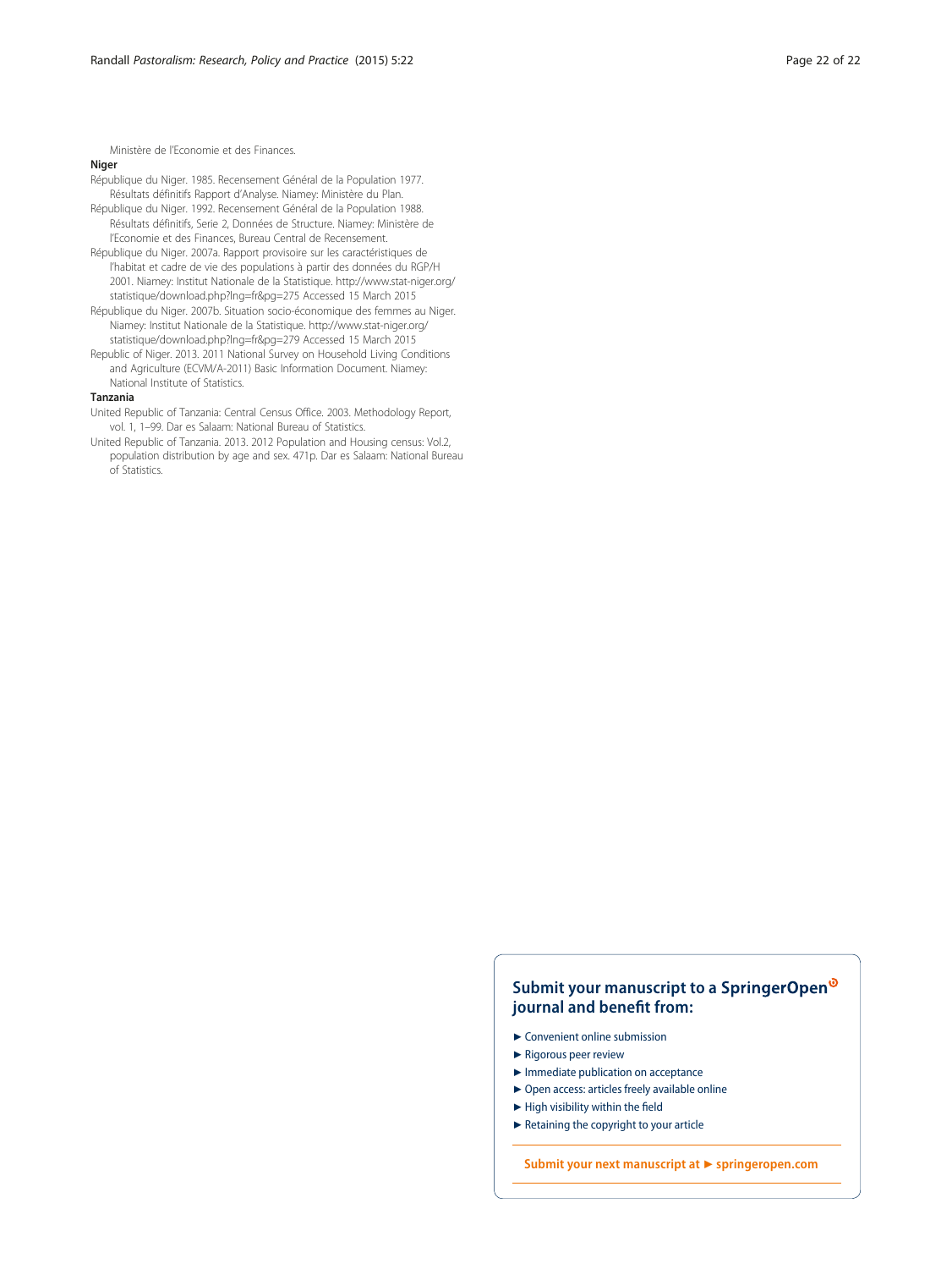Ministère de l'Economie et des Finances.

**Niger**

République du Niger. 1985. Recensement Général de la Population 1977. Résultats définitifs Rapport d'Analyse. Niamey: Ministère du Plan.

République du Niger. 1992. Recensement Général de la Population 1988. Résultats définitifs, Serie 2, Données de Structure. Niamey: Ministère de l'Economie et des Finances, Bureau Central de Recensement.

République du Niger. 2007a. Rapport provisoire sur les caractéristiques de l'habitat et cadre de vie des populations à partir des données du RGP/H 2001. Niamey: Institut Nationale de la Statistique. http://www.stat-niger.org/statistique/download.php?lng=fr&pg=275 Accessed 15 March 2015

République du Niger. 2007b. Situation socio-économique des femmes au Niger. Niamey: Institut Nationale de la Statistique. http://www.stat-niger.org/statistique/download.php?lng=fr&pg=279 Accessed 15 March 2015

Republic of Niger. 2013. 2011 National Survey on Household Living Conditions and Agriculture (ECVM/A-2011) Basic Information Document. Niamey: National Institute of Statistics.

**Tanzania**

United Republic of Tanzania: Central Census Office. 2003. Methodology Report, vol. 1, 1–99. Dar es Salaam: National Bureau of Statistics.

United Republic of Tanzania. 2013. 2012 Population and Housing census: Vol.2, population distribution by age and sex. 471p. Dar es Salaam: National Bureau of Statistics.

**Submit your manuscript to a SpringerOpen journal and benefit from:**

- ► Convenient online submission
- ► Rigorous peer review
- ► Immediate publication on acceptance
- ► Open access: articles freely available online
- ► High visibility within the field
- ► Retaining the copyright to your article

**Submit your next manuscript at ► springeropen.com**